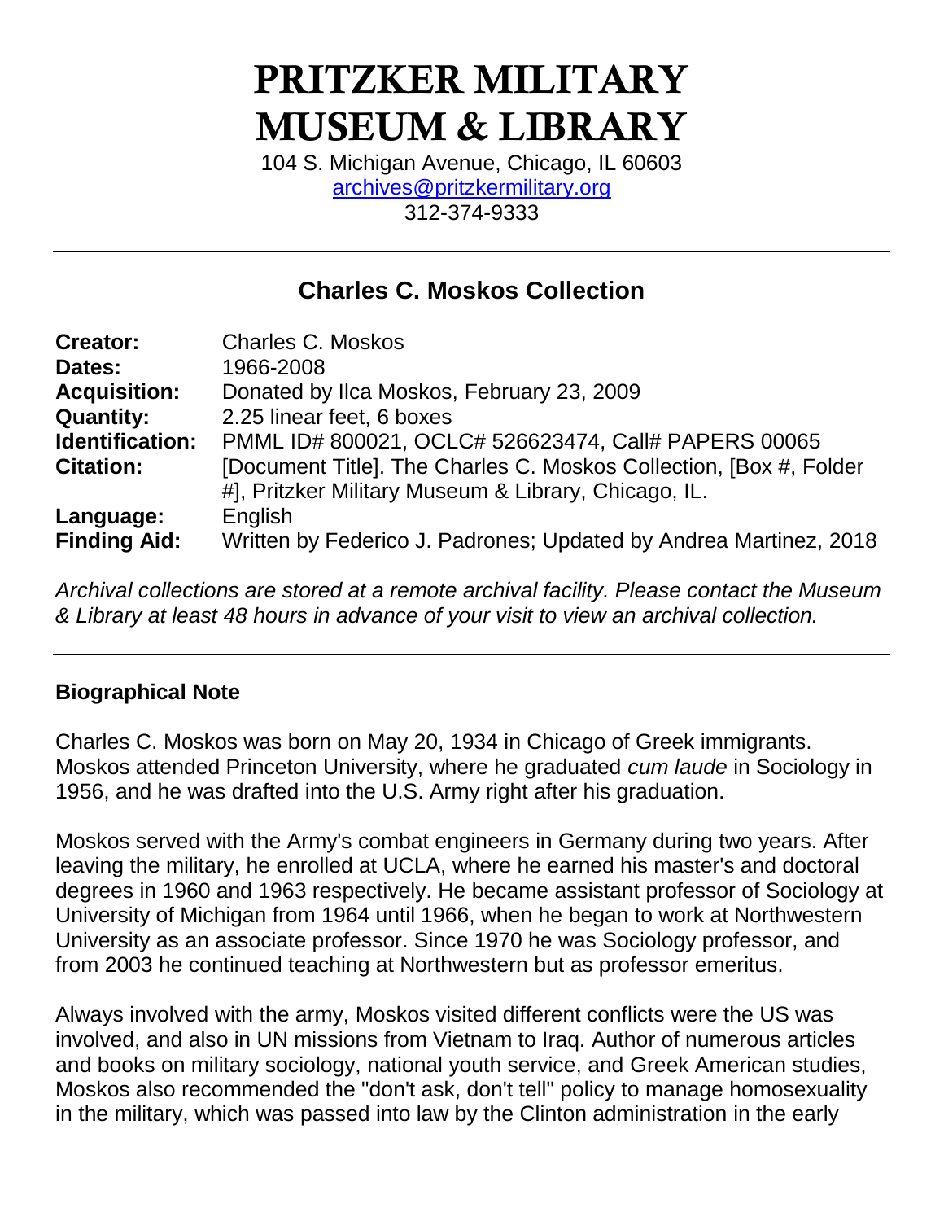# PRITZKER MILITARY MUSEUM & LIBRARY

104 S. Michigan Avenue, Chicago, IL 60603
archives@pritzkermilitary.org
312-374-9333

---

## Charles C. Moskos Collection

| | |
|---|---|
| **Creator:** | Charles C. Moskos |
| **Dates:** | 1966-2008 |
| **Acquisition:** | Donated by Ilca Moskos, February 23, 2009 |
| **Quantity:** | 2.25 linear feet, 6 boxes |
| **Identification:** | PMML ID# 800021, OCLC# 526623474, Call# PAPERS 00065 |
| **Citation:** | [Document Title]. The Charles C. Moskos Collection, [Box #, Folder #], Pritzker Military Museum & Library, Chicago, IL. |
| **Language:** | English |
| **Finding Aid:** | Written by Federico J. Padrones; Updated by Andrea Martinez, 2018 |

*Archival collections are stored at a remote archival facility. Please contact the Museum & Library at least 48 hours in advance of your visit to view an archival collection.*

---

### Biographical Note

Charles C. Moskos was born on May 20, 1934 in Chicago of Greek immigrants. Moskos attended Princeton University, where he graduated *cum laude* in Sociology in 1956, and he was drafted into the U.S. Army right after his graduation.

Moskos served with the Army's combat engineers in Germany during two years. After leaving the military, he enrolled at UCLA, where he earned his master's and doctoral degrees in 1960 and 1963 respectively. He became assistant professor of Sociology at University of Michigan from 1964 until 1966, when he began to work at Northwestern University as an associate professor. Since 1970 he was Sociology professor, and from 2003 he continued teaching at Northwestern but as professor emeritus.

Always involved with the army, Moskos visited different conflicts were the US was involved, and also in UN missions from Vietnam to Iraq. Author of numerous articles and books on military sociology, national youth service, and Greek American studies, Moskos also recommended the "don't ask, don't tell" policy to manage homosexuality in the military, which was passed into law by the Clinton administration in the early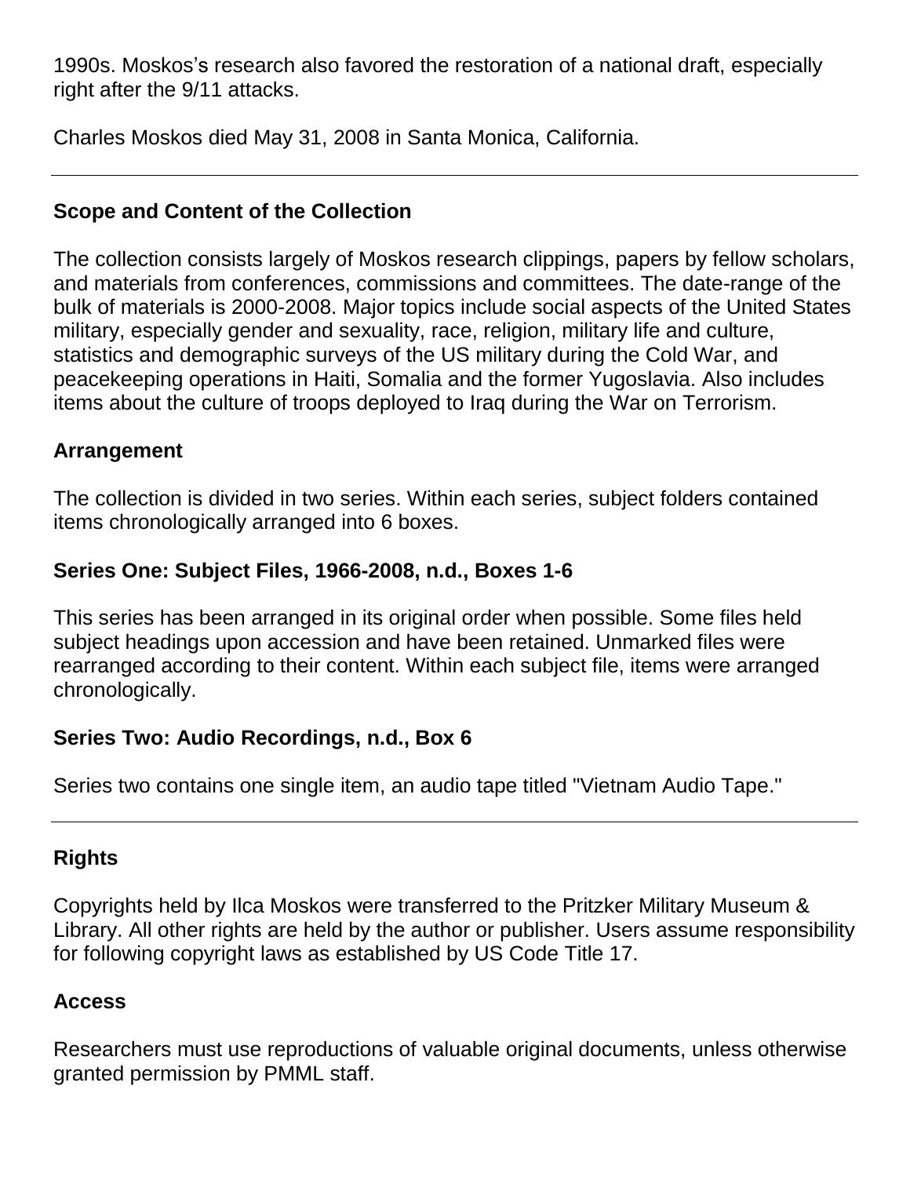1990s. Moskos's research also favored the restoration of a national draft, especially right after the 9/11 attacks.

Charles Moskos died May 31, 2008 in Santa Monica, California.

---

## Scope and Content of the Collection

The collection consists largely of Moskos research clippings, papers by fellow scholars, and materials from conferences, commissions and committees. The date-range of the bulk of materials is 2000-2008. Major topics include social aspects of the United States military, especially gender and sexuality, race, religion, military life and culture, statistics and demographic surveys of the US military during the Cold War, and peacekeeping operations in Haiti, Somalia and the former Yugoslavia. Also includes items about the culture of troops deployed to Iraq during the War on Terrorism.

## Arrangement

The collection is divided in two series. Within each series, subject folders contained items chronologically arranged into 6 boxes.

### Series One: Subject Files, 1966-2008, n.d., Boxes 1-6

This series has been arranged in its original order when possible. Some files held subject headings upon accession and have been retained. Unmarked files were rearranged according to their content. Within each subject file, items were arranged chronologically.

### Series Two: Audio Recordings, n.d., Box 6

Series two contains one single item, an audio tape titled "Vietnam Audio Tape."

---

## Rights

Copyrights held by Ilca Moskos were transferred to the Pritzker Military Museum & Library. All other rights are held by the author or publisher. Users assume responsibility for following copyright laws as established by US Code Title 17.

## Access

Researchers must use reproductions of valuable original documents, unless otherwise granted permission by PMML staff.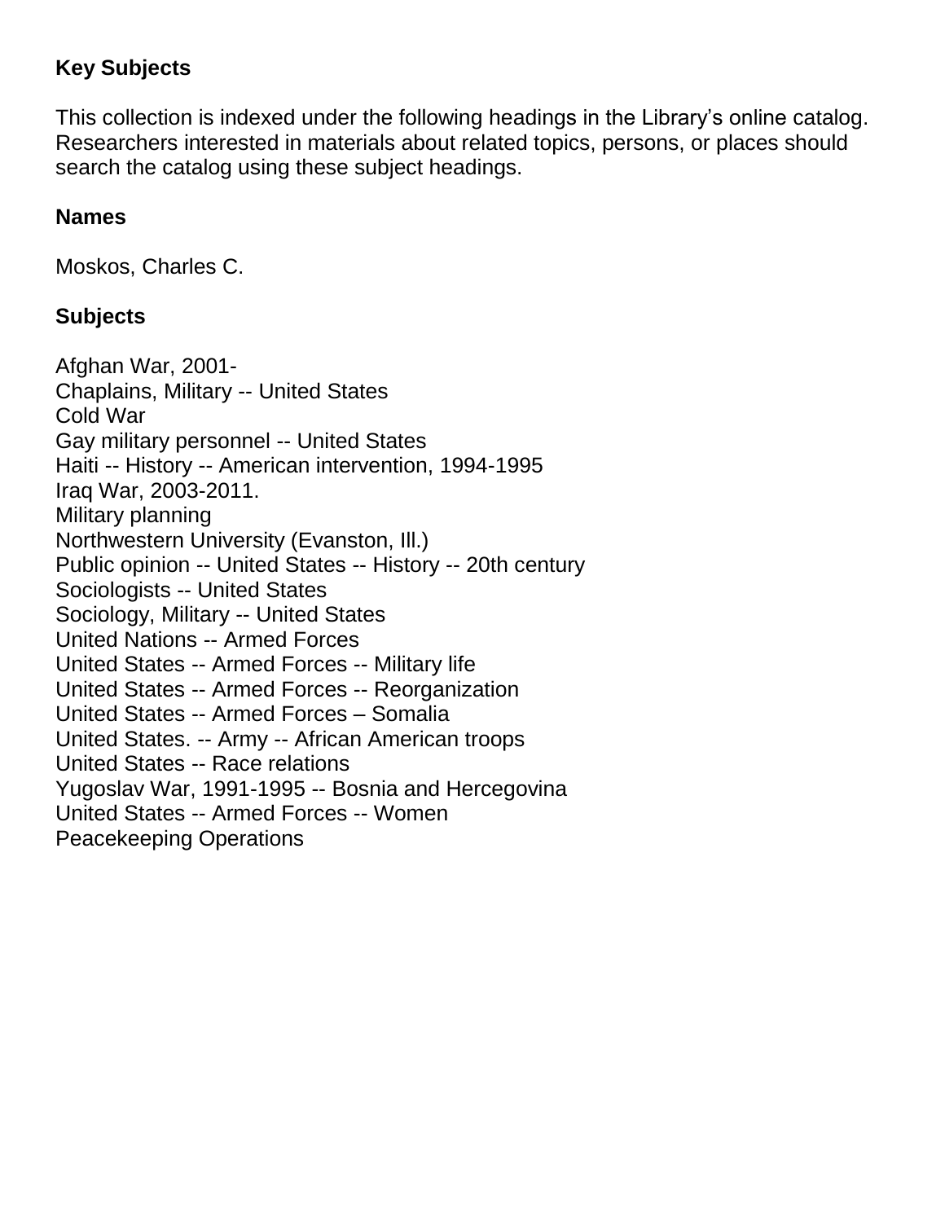## Key Subjects

This collection is indexed under the following headings in the Library's online catalog. Researchers interested in materials about related topics, persons, or places should search the catalog using these subject headings.

### Names

Moskos, Charles C.

### Subjects

Afghan War, 2001-
Chaplains, Military -- United States
Cold War
Gay military personnel -- United States
Haiti -- History -- American intervention, 1994-1995
Iraq War, 2003-2011.
Military planning
Northwestern University (Evanston, Ill.)
Public opinion -- United States -- History -- 20th century
Sociologists -- United States
Sociology, Military -- United States
United Nations -- Armed Forces
United States -- Armed Forces -- Military life
United States -- Armed Forces -- Reorganization
United States -- Armed Forces – Somalia
United States. -- Army -- African American troops
United States -- Race relations
Yugoslav War, 1991-1995 -- Bosnia and Hercegovina
United States -- Armed Forces -- Women
Peacekeeping Operations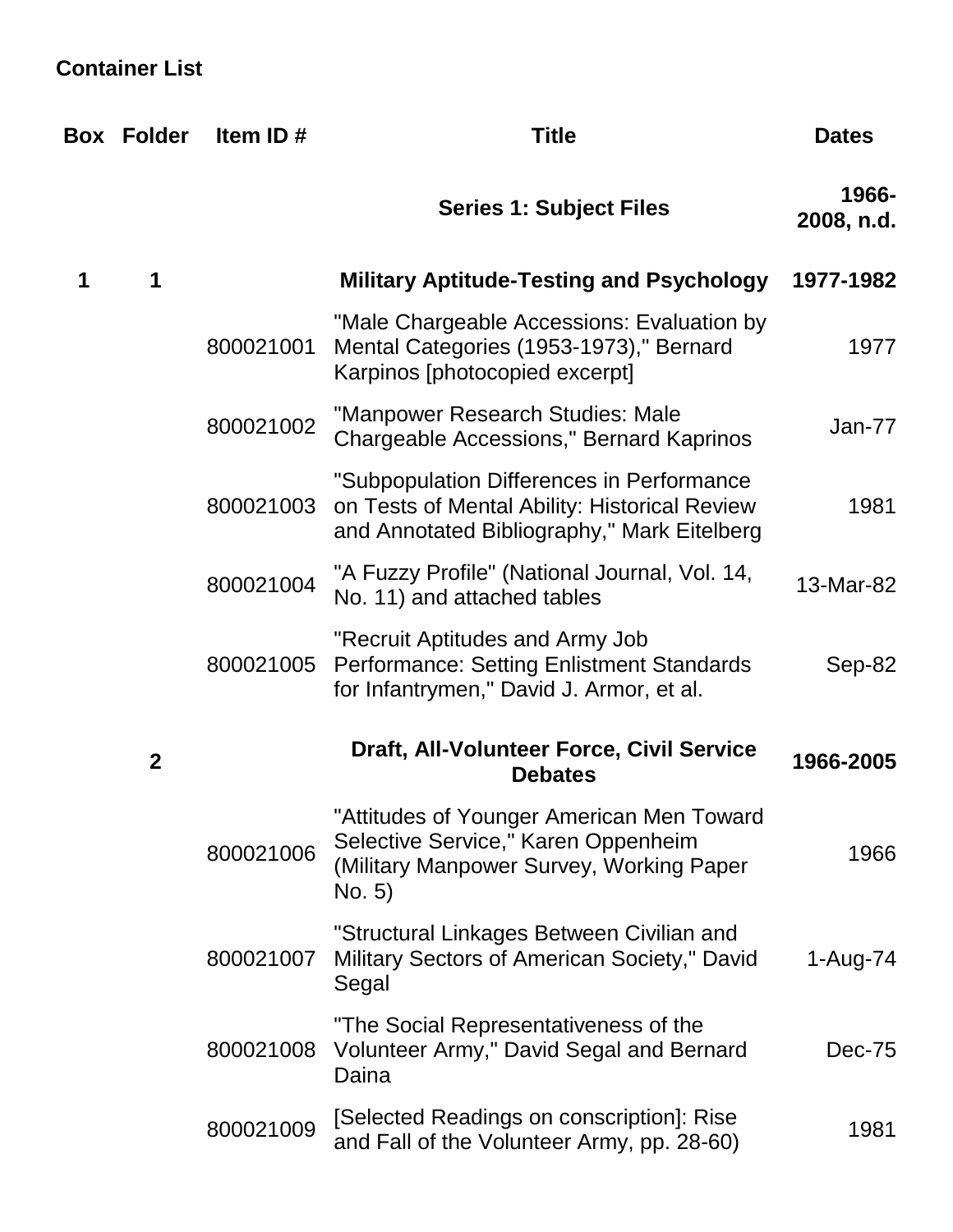## Container List

| Box | Folder | Item ID # | Title | Dates |
|---|---|---|---|---|
| | | | **Series 1: Subject Files** | **1966-2008, n.d.** |
| **1** | **1** | | **Military Aptitude-Testing and Psychology** | **1977-1982** |
| | | 800021001 | "Male Chargeable Accessions: Evaluation by Mental Categories (1953-1973)," Bernard Karpinos [photocopied excerpt] | 1977 |
| | | 800021002 | "Manpower Research Studies: Male Chargeable Accessions," Bernard Kaprinos | Jan-77 |
| | | 800021003 | "Subpopulation Differences in Performance on Tests of Mental Ability: Historical Review and Annotated Bibliography," Mark Eitelberg | 1981 |
| | | 800021004 | "A Fuzzy Profile" (National Journal, Vol. 14, No. 11) and attached tables | 13-Mar-82 |
| | | 800021005 | "Recruit Aptitudes and Army Job Performance: Setting Enlistment Standards for Infantrymen," David J. Armor, et al. | Sep-82 |
| | **2** | | **Draft, All-Volunteer Force, Civil Service Debates** | **1966-2005** |
| | | 800021006 | "Attitudes of Younger American Men Toward Selective Service," Karen Oppenheim (Military Manpower Survey, Working Paper No. 5) | 1966 |
| | | 800021007 | "Structural Linkages Between Civilian and Military Sectors of American Society," David Segal | 1-Aug-74 |
| | | 800021008 | "The Social Representativeness of the Volunteer Army," David Segal and Bernard Daina | Dec-75 |
| | | 800021009 | [Selected Readings on conscription]: Rise and Fall of the Volunteer Army, pp. 28-60) | 1981 |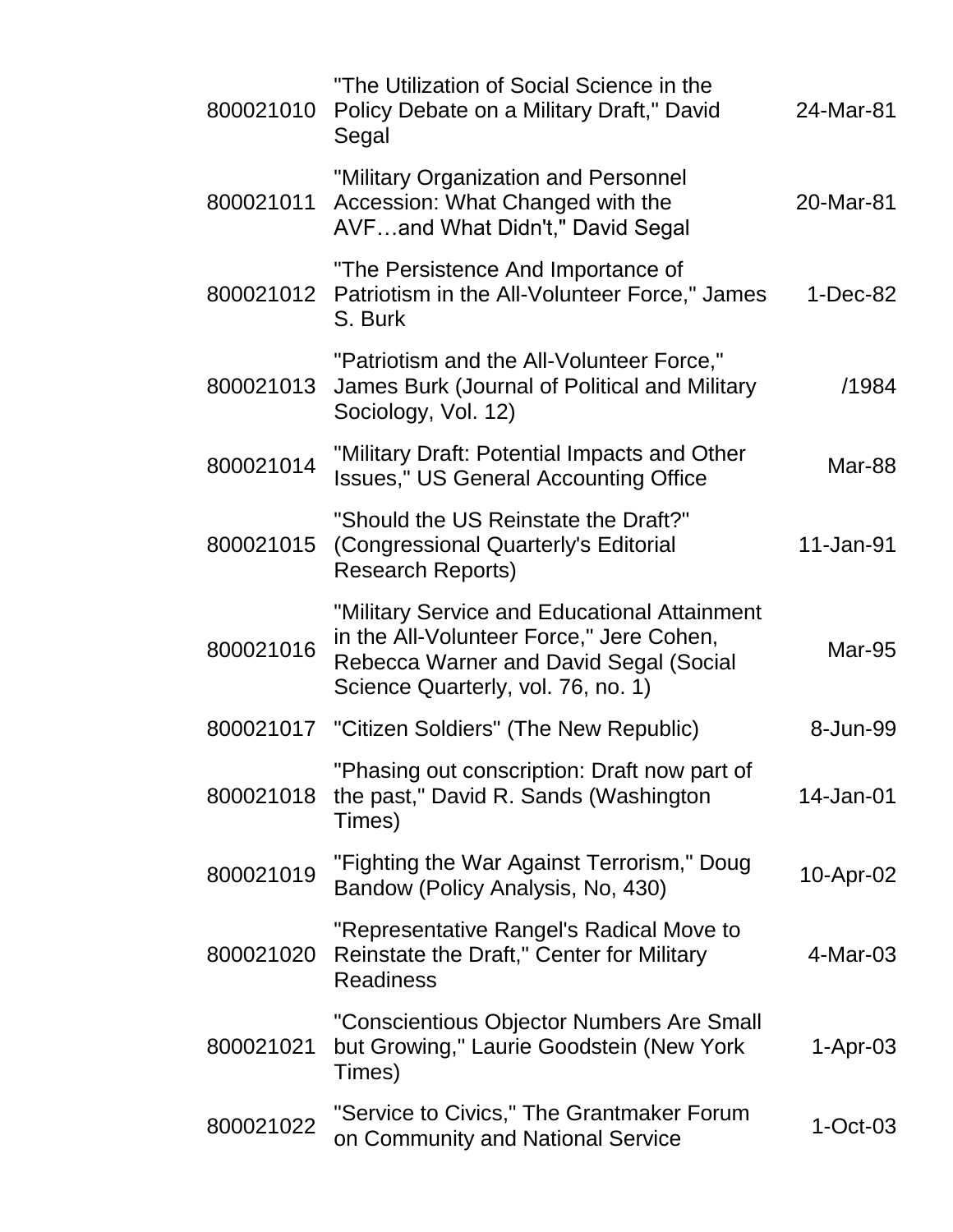| | | |
|---|---|---|
| 800021010 | "The Utilization of Social Science in the Policy Debate on a Military Draft," David Segal | 24-Mar-81 |
| 800021011 | "Military Organization and Personnel Accession: What Changed with the AVF…and What Didn't," David Segal | 20-Mar-81 |
| 800021012 | "The Persistence And Importance of Patriotism in the All-Volunteer Force," James S. Burk | 1-Dec-82 |
| 800021013 | "Patriotism and the All-Volunteer Force," James Burk (Journal of Political and Military Sociology, Vol. 12) | /1984 |
| 800021014 | "Military Draft: Potential Impacts and Other Issues," US General Accounting Office | Mar-88 |
| 800021015 | "Should the US Reinstate the Draft?" (Congressional Quarterly's Editorial Research Reports) | 11-Jan-91 |
| 800021016 | "Military Service and Educational Attainment in the All-Volunteer Force," Jere Cohen, Rebecca Warner and David Segal (Social Science Quarterly, vol. 76, no. 1) | Mar-95 |
| 800021017 | "Citizen Soldiers" (The New Republic) | 8-Jun-99 |
| 800021018 | "Phasing out conscription: Draft now part of the past," David R. Sands (Washington Times) | 14-Jan-01 |
| 800021019 | "Fighting the War Against Terrorism," Doug Bandow (Policy Analysis, No, 430) | 10-Apr-02 |
| 800021020 | "Representative Rangel's Radical Move to Reinstate the Draft," Center for Military Readiness | 4-Mar-03 |
| 800021021 | "Conscientious Objector Numbers Are Small but Growing," Laurie Goodstein (New York Times) | 1-Apr-03 |
| 800021022 | "Service to Civics," The Grantmaker Forum on Community and National Service | 1-Oct-03 |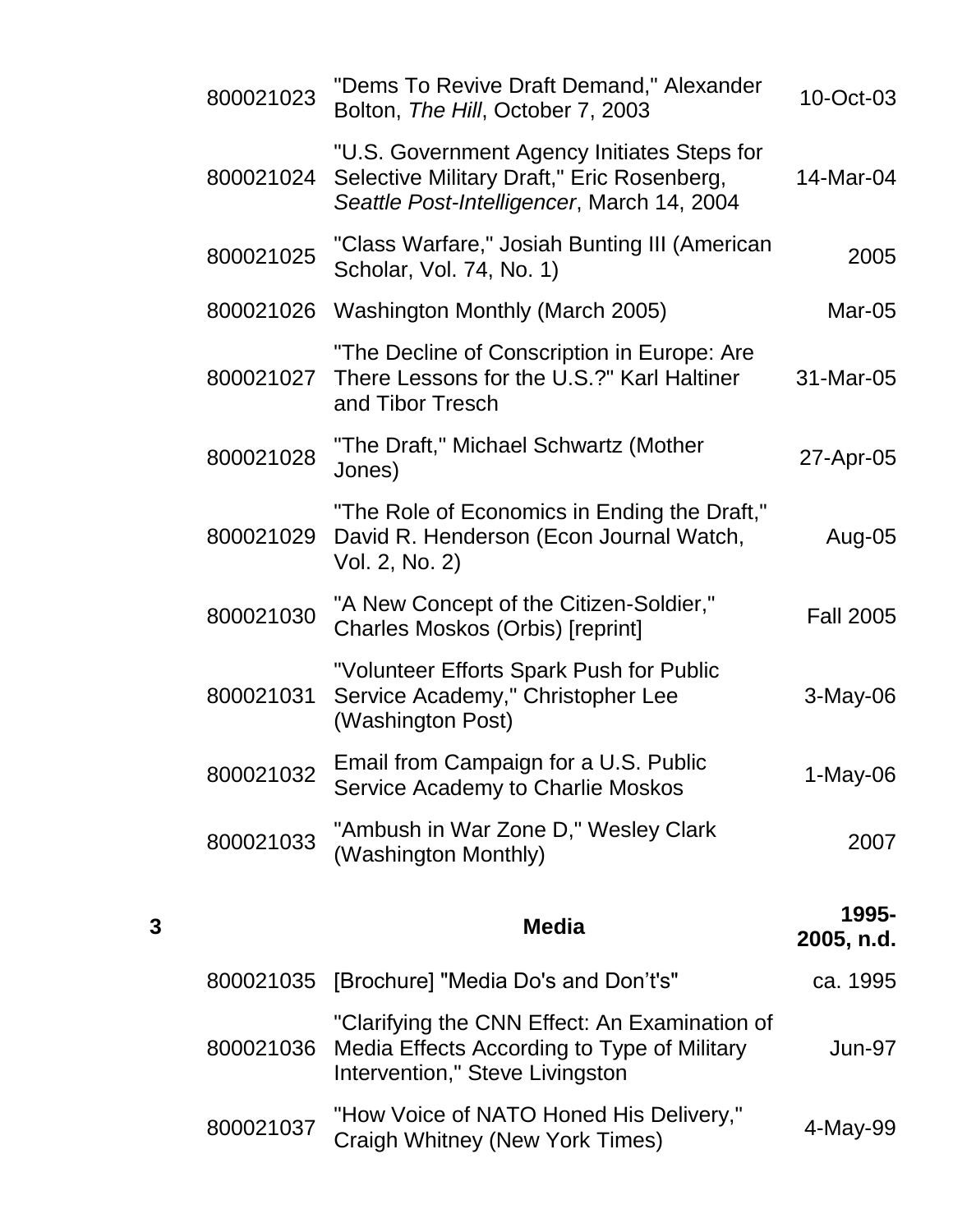| | | | |
|---|---|---|---|
| | 800021023 | "Dems To Revive Draft Demand," Alexander Bolton, *The Hill*, October 7, 2003 | 10-Oct-03 |
| | 800021024 | "U.S. Government Agency Initiates Steps for Selective Military Draft," Eric Rosenberg, *Seattle Post-Intelligencer*, March 14, 2004 | 14-Mar-04 |
| | 800021025 | "Class Warfare," Josiah Bunting III (American Scholar, Vol. 74, No. 1) | 2005 |
| | 800021026 | Washington Monthly (March 2005) | Mar-05 |
| | 800021027 | "The Decline of Conscription in Europe: Are There Lessons for the U.S.?" Karl Haltiner and Tibor Tresch | 31-Mar-05 |
| | 800021028 | "The Draft," Michael Schwartz (Mother Jones) | 27-Apr-05 |
| | 800021029 | "The Role of Economics in Ending the Draft," David R. Henderson (Econ Journal Watch, Vol. 2, No. 2) | Aug-05 |
| | 800021030 | "A New Concept of the Citizen-Soldier," Charles Moskos (Orbis) [reprint] | Fall 2005 |
| | 800021031 | "Volunteer Efforts Spark Push for Public Service Academy," Christopher Lee (Washington Post) | 3-May-06 |
| | 800021032 | Email from Campaign for a U.S. Public Service Academy to Charlie Moskos | 1-May-06 |
| | 800021033 | "Ambush in War Zone D," Wesley Clark (Washington Monthly) | 2007 |
| **3** | | **Media** | **1995-2005, n.d.** |
| | 800021035 | [Brochure] "Media Do's and Don't's" | ca. 1995 |
| | 800021036 | "Clarifying the CNN Effect: An Examination of Media Effects According to Type of Military Intervention," Steve Livingston | Jun-97 |
| | 800021037 | "How Voice of NATO Honed His Delivery," Craigh Whitney (New York Times) | 4-May-99 |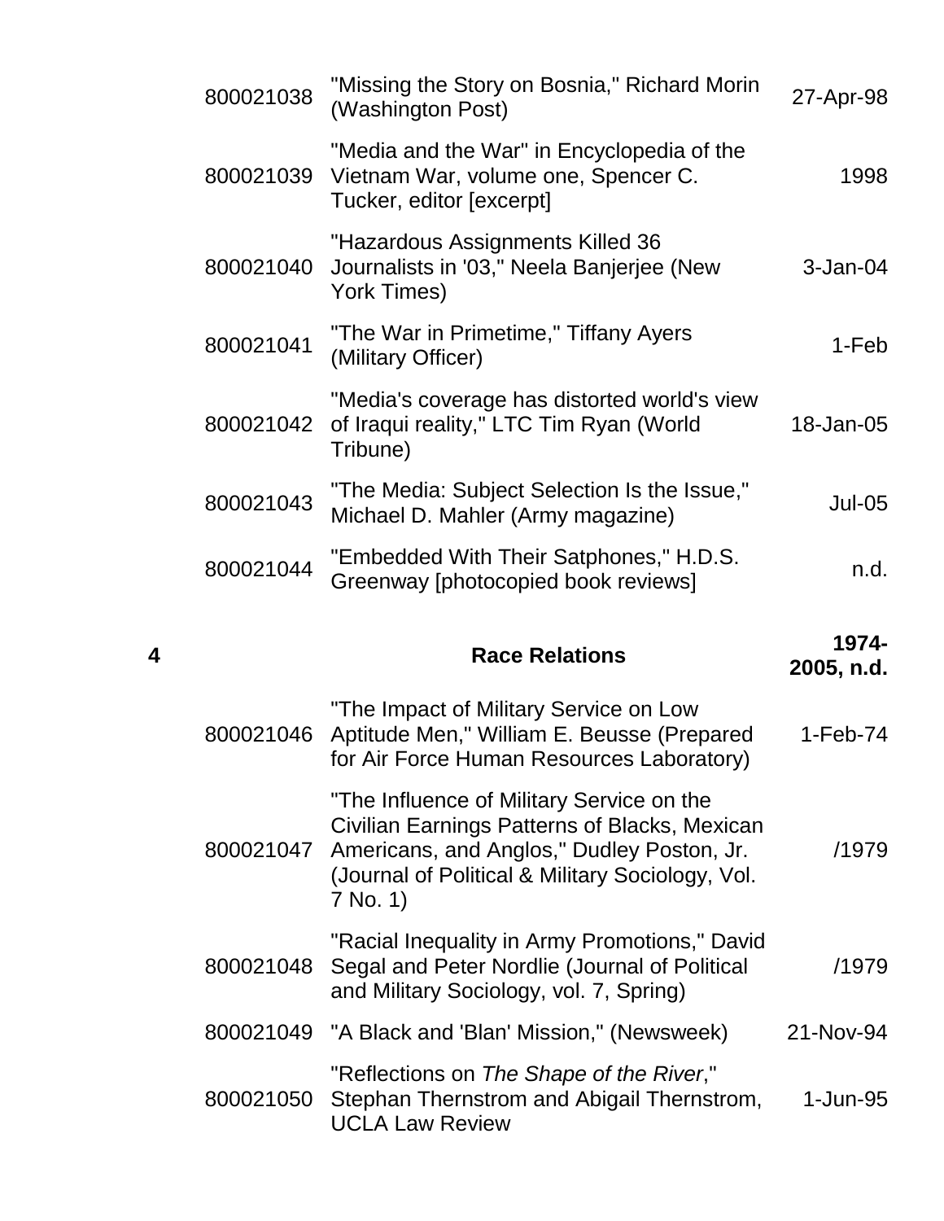| Box | ID | Title | Date |
|---|---|---|---|
| | 800021038 | "Missing the Story on Bosnia," Richard Morin (Washington Post) | 27-Apr-98 |
| | 800021039 | "Media and the War" in Encyclopedia of the Vietnam War, volume one, Spencer C. Tucker, editor [excerpt] | 1998 |
| | 800021040 | "Hazardous Assignments Killed 36 Journalists in '03," Neela Banjerjee (New York Times) | 3-Jan-04 |
| | 800021041 | "The War in Primetime," Tiffany Ayers (Military Officer) | 1-Feb |
| | 800021042 | "Media's coverage has distorted world's view of Iraqui reality," LTC Tim Ryan (World Tribune) | 18-Jan-05 |
| | 800021043 | "The Media: Subject Selection Is the Issue," Michael D. Mahler (Army magazine) | Jul-05 |
| | 800021044 | "Embedded With Their Satphones," H.D.S. Greenway [photocopied book reviews] | n.d. |
| **4** | | **Race Relations** | **1974-2005, n.d.** |
| | 800021046 | "The Impact of Military Service on Low Aptitude Men," William E. Beusse (Prepared for Air Force Human Resources Laboratory) | 1-Feb-74 |
| | 800021047 | "The Influence of Military Service on the Civilian Earnings Patterns of Blacks, Mexican Americans, and Anglos," Dudley Poston, Jr. (Journal of Political & Military Sociology, Vol. 7 No. 1) | /1979 |
| | 800021048 | "Racial Inequality in Army Promotions," David Segal and Peter Nordlie (Journal of Political and Military Sociology, vol. 7, Spring) | /1979 |
| | 800021049 | "A Black and 'Blan' Mission," (Newsweek) | 21-Nov-94 |
| | 800021050 | "Reflections on *The Shape of the River*," Stephan Thernstrom and Abigail Thernstrom, UCLA Law Review | 1-Jun-95 |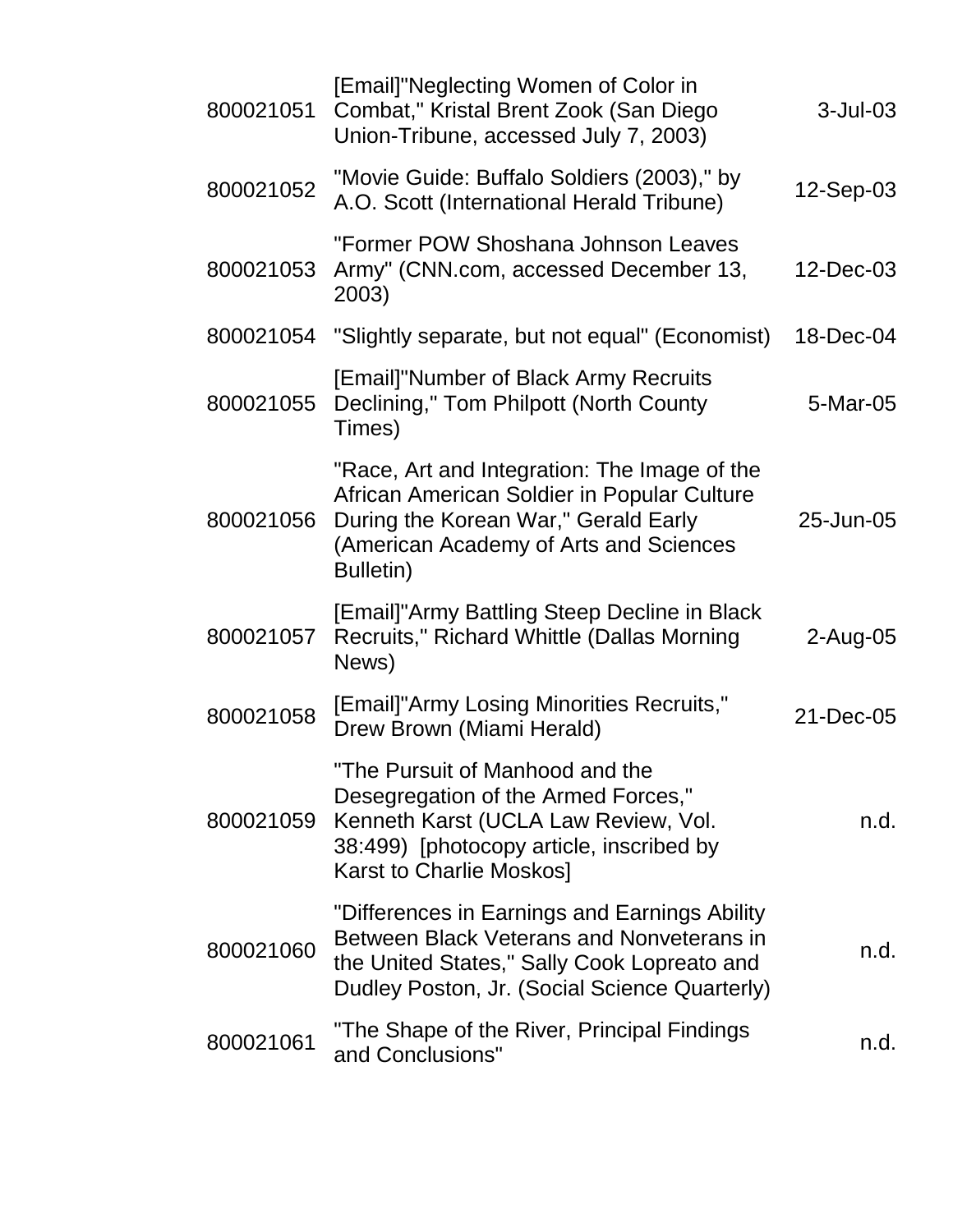| | | |
|---|---|---|
| 800021051 | [Email]"Neglecting Women of Color in Combat," Kristal Brent Zook (San Diego Union-Tribune, accessed July 7, 2003) | 3-Jul-03 |
| 800021052 | "Movie Guide: Buffalo Soldiers (2003)," by A.O. Scott (International Herald Tribune) | 12-Sep-03 |
| 800021053 | "Former POW Shoshana Johnson Leaves Army" (CNN.com, accessed December 13, 2003) | 12-Dec-03 |
| 800021054 | "Slightly separate, but not equal" (Economist) | 18-Dec-04 |
| 800021055 | [Email]"Number of Black Army Recruits Declining," Tom Philpott (North County Times) | 5-Mar-05 |
| 800021056 | "Race, Art and Integration: The Image of the African American Soldier in Popular Culture During the Korean War," Gerald Early (American Academy of Arts and Sciences Bulletin) | 25-Jun-05 |
| 800021057 | [Email]"Army Battling Steep Decline in Black Recruits," Richard Whittle (Dallas Morning News) | 2-Aug-05 |
| 800021058 | [Email]"Army Losing Minorities Recruits," Drew Brown (Miami Herald) | 21-Dec-05 |
| 800021059 | "The Pursuit of Manhood and the Desegregation of the Armed Forces," Kenneth Karst (UCLA Law Review, Vol. 38:499) [photocopy article, inscribed by Karst to Charlie Moskos] | n.d. |
| 800021060 | "Differences in Earnings and Earnings Ability Between Black Veterans and Nonveterans in the United States," Sally Cook Lopreato and Dudley Poston, Jr. (Social Science Quarterly) | n.d. |
| 800021061 | "The Shape of the River, Principal Findings and Conclusions" | n.d. |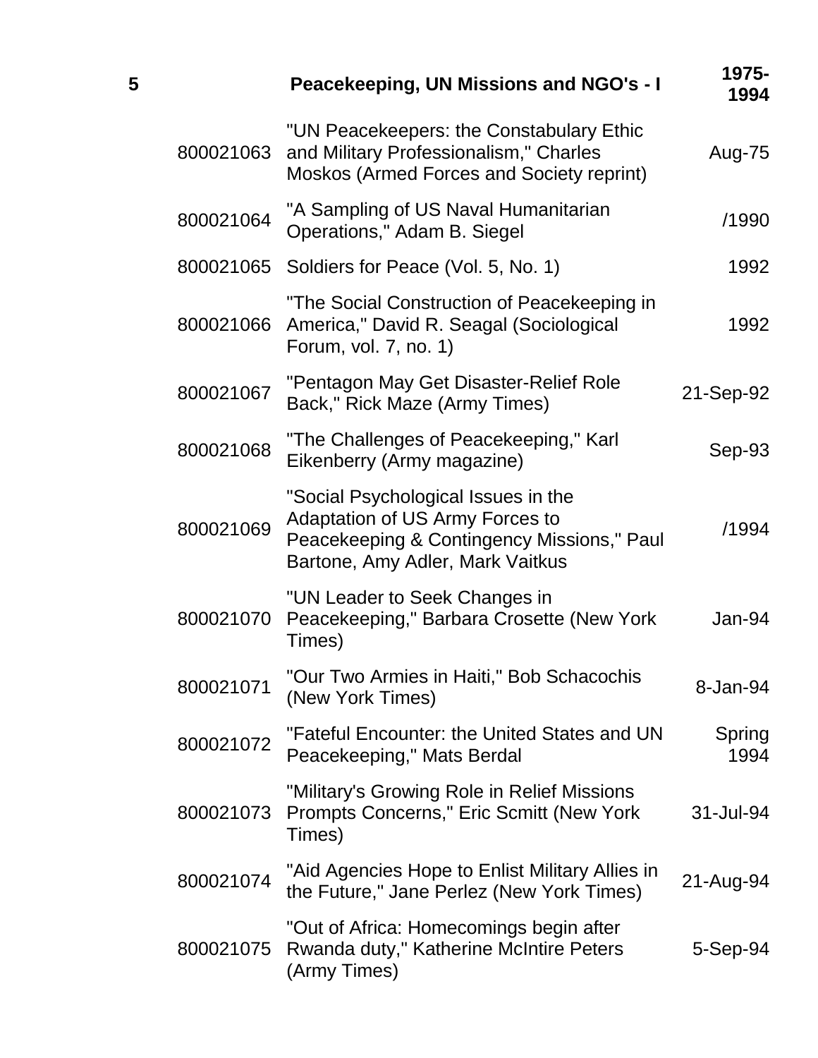| 5 | | Peacekeeping, UN Missions and NGO's - I | 1975-1994 |
|---|---|---|---|
| | 800021063 | "UN Peacekeepers: the Constabulary Ethic and Military Professionalism," Charles Moskos (Armed Forces and Society reprint) | Aug-75 |
| | 800021064 | "A Sampling of US Naval Humanitarian Operations," Adam B. Siegel | /1990 |
| | 800021065 | Soldiers for Peace (Vol. 5, No. 1) | 1992 |
| | 800021066 | "The Social Construction of Peacekeeping in America," David R. Seagal (Sociological Forum, vol. 7, no. 1) | 1992 |
| | 800021067 | "Pentagon May Get Disaster-Relief Role Back," Rick Maze (Army Times) | 21-Sep-92 |
| | 800021068 | "The Challenges of Peacekeeping," Karl Eikenberry (Army magazine) | Sep-93 |
| | 800021069 | "Social Psychological Issues in the Adaptation of US Army Forces to Peacekeeping & Contingency Missions," Paul Bartone, Amy Adler, Mark Vaitkus | /1994 |
| | 800021070 | "UN Leader to Seek Changes in Peacekeeping," Barbara Crosette (New York Times) | Jan-94 |
| | 800021071 | "Our Two Armies in Haiti," Bob Schacochis (New York Times) | 8-Jan-94 |
| | 800021072 | "Fateful Encounter: the United States and UN Peacekeeping," Mats Berdal | Spring 1994 |
| | 800021073 | "Military's Growing Role in Relief Missions Prompts Concerns," Eric Scmitt (New York Times) | 31-Jul-94 |
| | 800021074 | "Aid Agencies Hope to Enlist Military Allies in the Future," Jane Perlez (New York Times) | 21-Aug-94 |
| | 800021075 | "Out of Africa: Homecomings begin after Rwanda duty," Katherine McIntire Peters (Army Times) | 5-Sep-94 |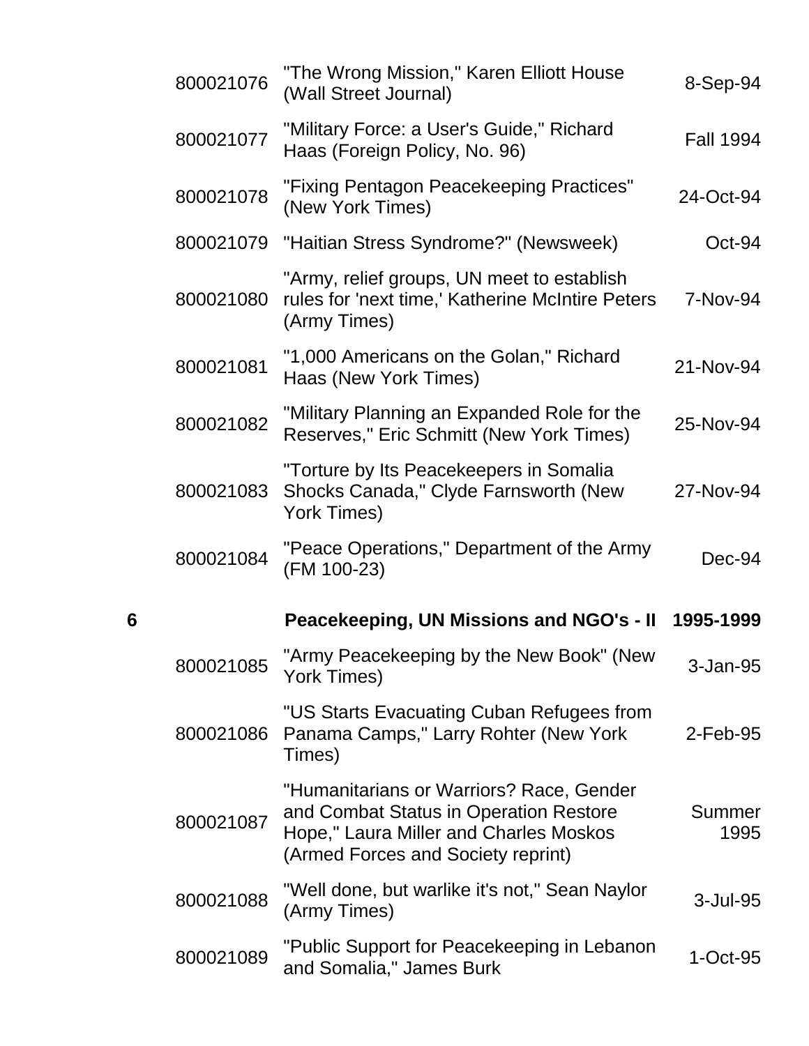| Box | ID | Title | Date |
|---|---|---|---|
| | 800021076 | "The Wrong Mission," Karen Elliott House (Wall Street Journal) | 8-Sep-94 |
| | 800021077 | "Military Force: a User's Guide," Richard Haas (Foreign Policy, No. 96) | Fall 1994 |
| | 800021078 | "Fixing Pentagon Peacekeeping Practices" (New York Times) | 24-Oct-94 |
| | 800021079 | "Haitian Stress Syndrome?" (Newsweek) | Oct-94 |
| | 800021080 | "Army, relief groups, UN meet to establish rules for 'next time,' Katherine McIntire Peters (Army Times) | 7-Nov-94 |
| | 800021081 | "1,000 Americans on the Golan," Richard Haas (New York Times) | 21-Nov-94 |
| | 800021082 | "Military Planning an Expanded Role for the Reserves," Eric Schmitt (New York Times) | 25-Nov-94 |
| | 800021083 | "Torture by Its Peacekeepers in Somalia Shocks Canada," Clyde Farnsworth (New York Times) | 27-Nov-94 |
| | 800021084 | "Peace Operations," Department of the Army (FM 100-23) | Dec-94 |
| **6** | | **Peacekeeping, UN Missions and NGO's - II** | **1995-1999** |
| | 800021085 | "Army Peacekeeping by the New Book" (New York Times) | 3-Jan-95 |
| | 800021086 | "US Starts Evacuating Cuban Refugees from Panama Camps," Larry Rohter (New York Times) | 2-Feb-95 |
| | 800021087 | "Humanitarians or Warriors? Race, Gender and Combat Status in Operation Restore Hope," Laura Miller and Charles Moskos (Armed Forces and Society reprint) | Summer 1995 |
| | 800021088 | "Well done, but warlike it's not," Sean Naylor (Army Times) | 3-Jul-95 |
| | 800021089 | "Public Support for Peacekeeping in Lebanon and Somalia," James Burk | 1-Oct-95 |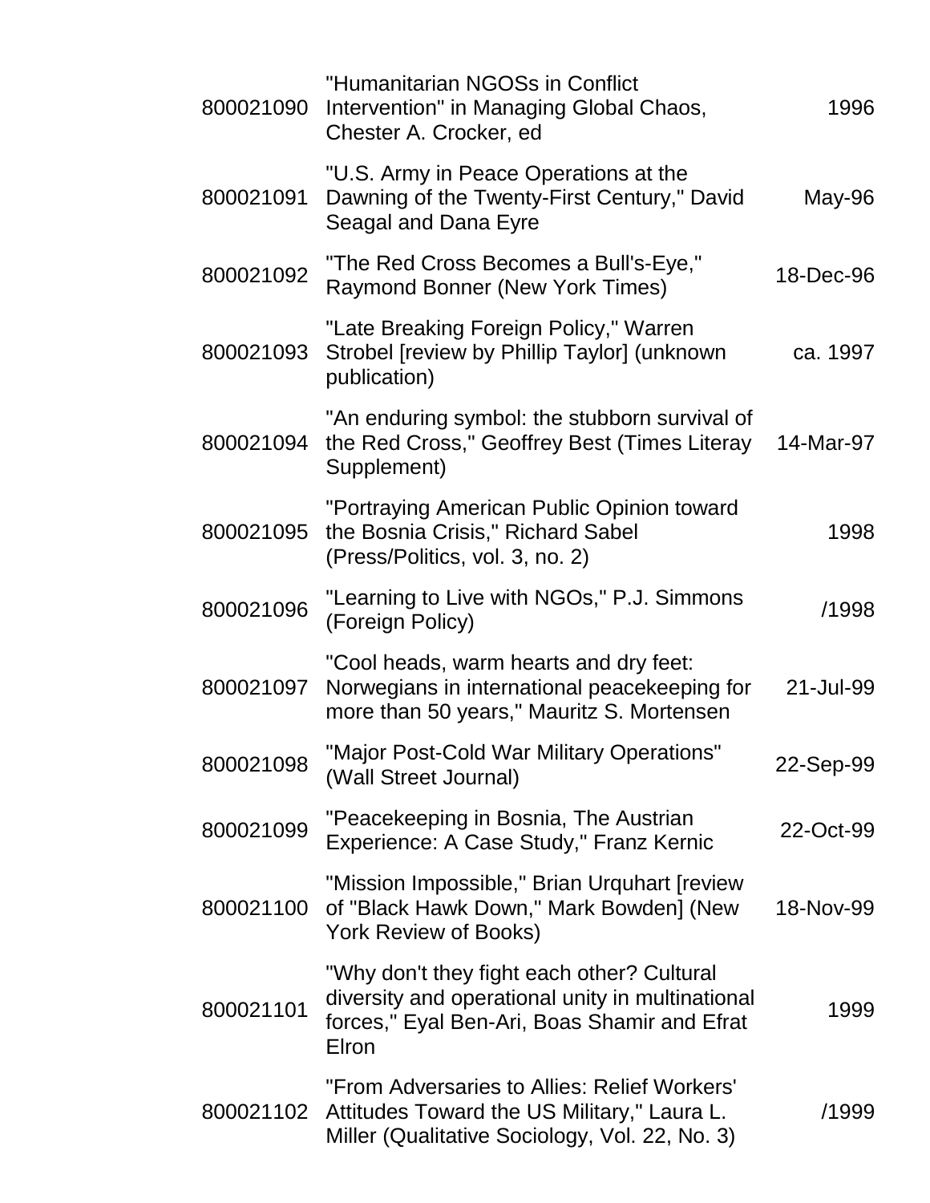| | | |
|---|---|---|
| 800021090 | "Humanitarian NGOSs in Conflict Intervention" in Managing Global Chaos, Chester A. Crocker, ed | 1996 |
| 800021091 | "U.S. Army in Peace Operations at the Dawning of the Twenty-First Century," David Seagal and Dana Eyre | May-96 |
| 800021092 | "The Red Cross Becomes a Bull's-Eye," Raymond Bonner (New York Times) | 18-Dec-96 |
| 800021093 | "Late Breaking Foreign Policy," Warren Strobel [review by Phillip Taylor] (unknown publication) | ca. 1997 |
| 800021094 | "An enduring symbol: the stubborn survival of the Red Cross," Geoffrey Best (Times Literay Supplement) | 14-Mar-97 |
| 800021095 | "Portraying American Public Opinion toward the Bosnia Crisis," Richard Sabel (Press/Politics, vol. 3, no. 2) | 1998 |
| 800021096 | "Learning to Live with NGOs," P.J. Simmons (Foreign Policy) | /1998 |
| 800021097 | "Cool heads, warm hearts and dry feet: Norwegians in international peacekeeping for more than 50 years," Mauritz S. Mortensen | 21-Jul-99 |
| 800021098 | "Major Post-Cold War Military Operations" (Wall Street Journal) | 22-Sep-99 |
| 800021099 | "Peacekeeping in Bosnia, The Austrian Experience: A Case Study," Franz Kernic | 22-Oct-99 |
| 800021100 | "Mission Impossible," Brian Urquhart [review of "Black Hawk Down," Mark Bowden] (New York Review of Books) | 18-Nov-99 |
| 800021101 | "Why don't they fight each other? Cultural diversity and operational unity in multinational forces," Eyal Ben-Ari, Boas Shamir and Efrat Elron | 1999 |
| 800021102 | "From Adversaries to Allies: Relief Workers' Attitudes Toward the US Military," Laura L. Miller (Qualitative Sociology, Vol. 22, No. 3) | /1999 |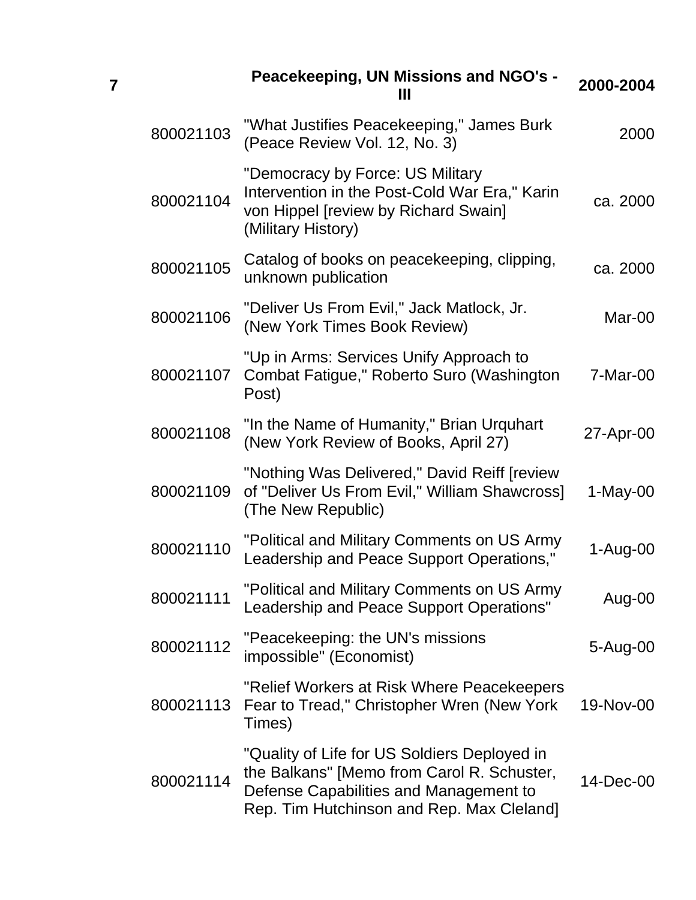| 7 | | Peacekeeping, UN Missions and NGO's - III | 2000-2004 |
|---|---|---|---|
| | 800021103 | "What Justifies Peacekeeping," James Burk (Peace Review Vol. 12, No. 3) | 2000 |
| | 800021104 | "Democracy by Force: US Military Intervention in the Post-Cold War Era," Karin von Hippel [review by Richard Swain] (Military History) | ca. 2000 |
| | 800021105 | Catalog of books on peacekeeping, clipping, unknown publication | ca. 2000 |
| | 800021106 | "Deliver Us From Evil," Jack Matlock, Jr. (New York Times Book Review) | Mar-00 |
| | 800021107 | "Up in Arms: Services Unify Approach to Combat Fatigue," Roberto Suro (Washington Post) | 7-Mar-00 |
| | 800021108 | "In the Name of Humanity," Brian Urquhart (New York Review of Books, April 27) | 27-Apr-00 |
| | 800021109 | "Nothing Was Delivered," David Reiff [review of "Deliver Us From Evil," William Shawcross] (The New Republic) | 1-May-00 |
| | 800021110 | "Political and Military Comments on US Army Leadership and Peace Support Operations," | 1-Aug-00 |
| | 800021111 | "Political and Military Comments on US Army Leadership and Peace Support Operations" | Aug-00 |
| | 800021112 | "Peacekeeping: the UN's missions impossible" (Economist) | 5-Aug-00 |
| | 800021113 | "Relief Workers at Risk Where Peacekeepers Fear to Tread," Christopher Wren (New York Times) | 19-Nov-00 |
| | 800021114 | "Quality of Life for US Soldiers Deployed in the Balkans" [Memo from Carol R. Schuster, Defense Capabilities and Management to Rep. Tim Hutchinson and Rep. Max Cleland] | 14-Dec-00 |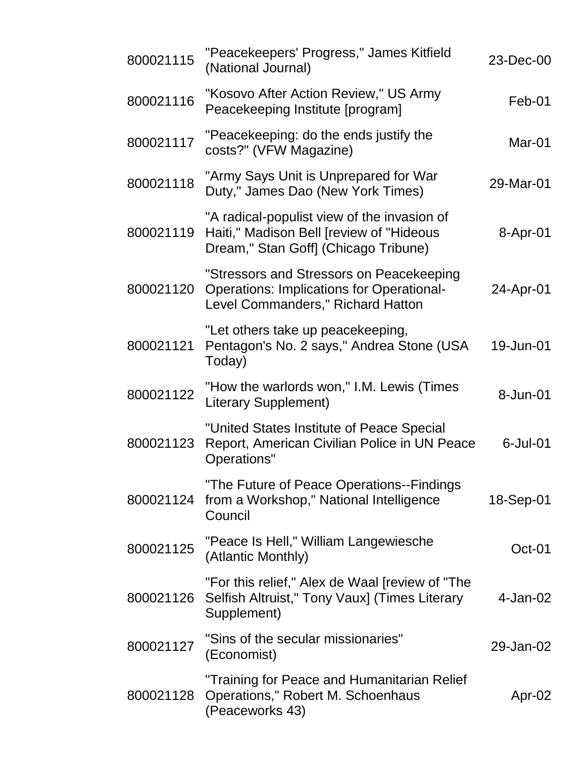| | | |
|---|---|---|
| 800021115 | "Peacekeepers' Progress," James Kitfield (National Journal) | 23-Dec-00 |
| 800021116 | "Kosovo After Action Review," US Army Peacekeeping Institute [program] | Feb-01 |
| 800021117 | "Peacekeeping: do the ends justify the costs?" (VFW Magazine) | Mar-01 |
| 800021118 | "Army Says Unit is Unprepared for War Duty," James Dao (New York Times) | 29-Mar-01 |
| 800021119 | "A radical-populist view of the invasion of Haiti," Madison Bell [review of "Hideous Dream," Stan Goff] (Chicago Tribune) | 8-Apr-01 |
| 800021120 | "Stressors and Stressors on Peacekeeping Operations: Implications for Operational-Level Commanders," Richard Hatton | 24-Apr-01 |
| 800021121 | "Let others take up peacekeeping, Pentagon's No. 2 says," Andrea Stone (USA Today) | 19-Jun-01 |
| 800021122 | "How the warlords won," I.M. Lewis (Times Literary Supplement) | 8-Jun-01 |
| 800021123 | "United States Institute of Peace Special Report, American Civilian Police in UN Peace Operations" | 6-Jul-01 |
| 800021124 | "The Future of Peace Operations--Findings from a Workshop," National Intelligence Council | 18-Sep-01 |
| 800021125 | "Peace Is Hell," William Langewiesche (Atlantic Monthly) | Oct-01 |
| 800021126 | "For this relief," Alex de Waal [review of "The Selfish Altruist," Tony Vaux] (Times Literary Supplement) | 4-Jan-02 |
| 800021127 | "Sins of the secular missionaries" (Economist) | 29-Jan-02 |
| 800021128 | "Training for Peace and Humanitarian Relief Operations," Robert M. Schoenhaus (Peaceworks 43) | Apr-02 |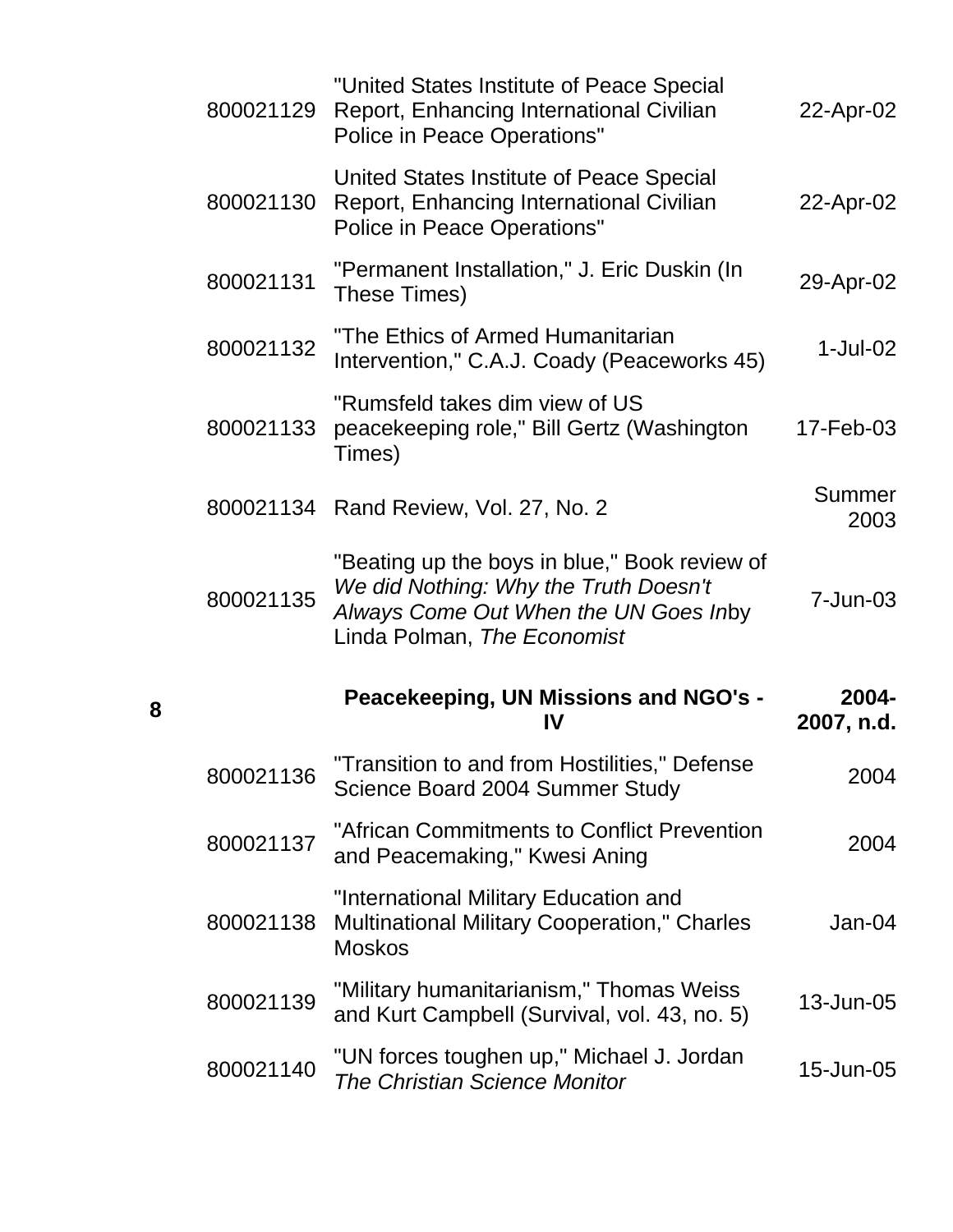| | | | |
|---|---|---|---|
| | 800021129 | "United States Institute of Peace Special Report, Enhancing International Civilian Police in Peace Operations" | 22-Apr-02 |
| | 800021130 | United States Institute of Peace Special Report, Enhancing International Civilian Police in Peace Operations" | 22-Apr-02 |
| | 800021131 | "Permanent Installation," J. Eric Duskin (In These Times) | 29-Apr-02 |
| | 800021132 | "The Ethics of Armed Humanitarian Intervention," C.A.J. Coady (Peaceworks 45) | 1-Jul-02 |
| | 800021133 | "Rumsfeld takes dim view of US peacekeeping role," Bill Gertz (Washington Times) | 17-Feb-03 |
| | 800021134 | Rand Review, Vol. 27, No. 2 | Summer 2003 |
| | 800021135 | "Beating up the boys in blue," Book review of *We did Nothing: Why the Truth Doesn't Always Come Out When the UN Goes In*by Linda Polman, *The Economist* | 7-Jun-03 |
| **8** | | **Peacekeeping, UN Missions and NGO's - IV** | **2004-2007, n.d.** |
| | 800021136 | "Transition to and from Hostilities," Defense Science Board 2004 Summer Study | 2004 |
| | 800021137 | "African Commitments to Conflict Prevention and Peacemaking," Kwesi Aning | 2004 |
| | 800021138 | "International Military Education and Multinational Military Cooperation," Charles Moskos | Jan-04 |
| | 800021139 | "Military humanitarianism," Thomas Weiss and Kurt Campbell (Survival, vol. 43, no. 5) | 13-Jun-05 |
| | 800021140 | "UN forces toughen up," Michael J. Jordan *The Christian Science Monitor* | 15-Jun-05 |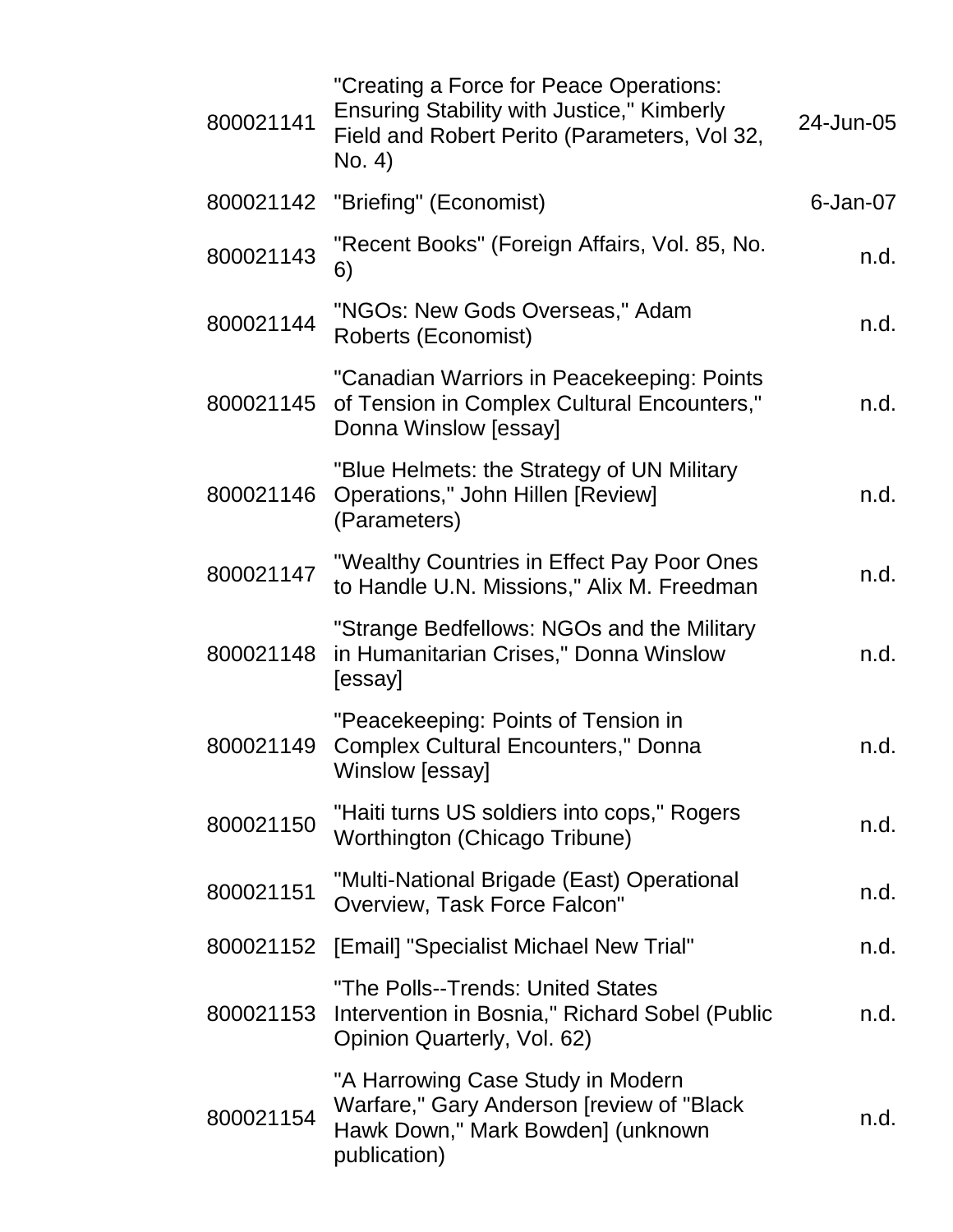| | | |
|---|---|---|
| 800021141 | "Creating a Force for Peace Operations: Ensuring Stability with Justice," Kimberly Field and Robert Perito (Parameters, Vol 32, No. 4) | 24-Jun-05 |
| 800021142 | "Briefing" (Economist) | 6-Jan-07 |
| 800021143 | "Recent Books" (Foreign Affairs, Vol. 85, No. 6) | n.d. |
| 800021144 | "NGOs: New Gods Overseas," Adam Roberts (Economist) | n.d. |
| 800021145 | "Canadian Warriors in Peacekeeping: Points of Tension in Complex Cultural Encounters," Donna Winslow [essay] | n.d. |
| 800021146 | "Blue Helmets: the Strategy of UN Military Operations," John Hillen [Review] (Parameters) | n.d. |
| 800021147 | "Wealthy Countries in Effect Pay Poor Ones to Handle U.N. Missions," Alix M. Freedman | n.d. |
| 800021148 | "Strange Bedfellows: NGOs and the Military in Humanitarian Crises," Donna Winslow [essay] | n.d. |
| 800021149 | "Peacekeeping: Points of Tension in Complex Cultural Encounters," Donna Winslow [essay] | n.d. |
| 800021150 | "Haiti turns US soldiers into cops," Rogers Worthington (Chicago Tribune) | n.d. |
| 800021151 | "Multi-National Brigade (East) Operational Overview, Task Force Falcon" | n.d. |
| 800021152 | [Email] "Specialist Michael New Trial" | n.d. |
| 800021153 | "The Polls--Trends: United States Intervention in Bosnia," Richard Sobel (Public Opinion Quarterly, Vol. 62) | n.d. |
| 800021154 | "A Harrowing Case Study in Modern Warfare," Gary Anderson [review of "Black Hawk Down," Mark Bowden] (unknown publication) | n.d. |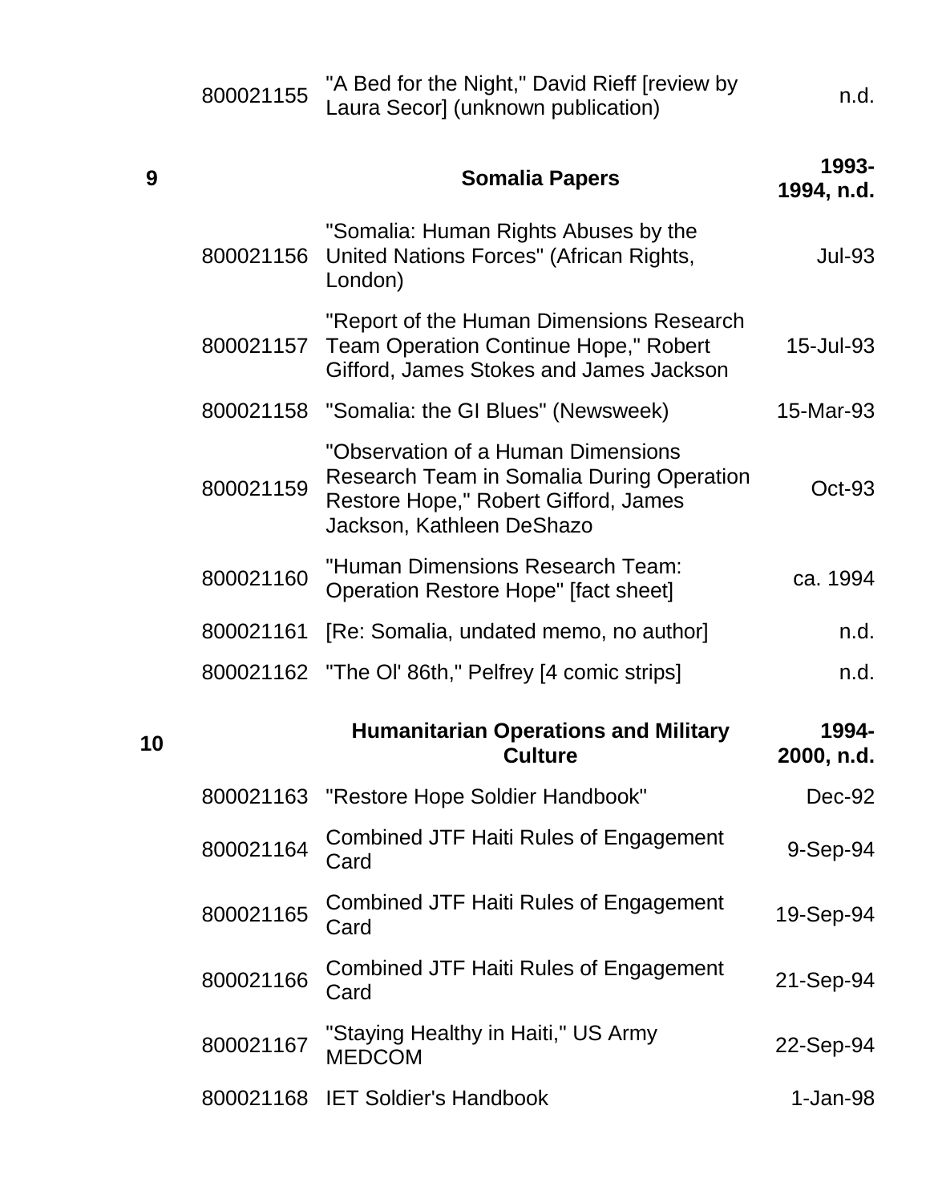| | | | |
|---|---|---|---|
| | 800021155 | "A Bed for the Night," David Rieff [review by Laura Secor] (unknown publication) | n.d. |
| **9** | | **Somalia Papers** | **1993-1994, n.d.** |
| | 800021156 | "Somalia: Human Rights Abuses by the United Nations Forces" (African Rights, London) | Jul-93 |
| | 800021157 | "Report of the Human Dimensions Research Team Operation Continue Hope," Robert Gifford, James Stokes and James Jackson | 15-Jul-93 |
| | 800021158 | "Somalia: the GI Blues" (Newsweek) | 15-Mar-93 |
| | 800021159 | "Observation of a Human Dimensions Research Team in Somalia During Operation Restore Hope," Robert Gifford, James Jackson, Kathleen DeShazo | Oct-93 |
| | 800021160 | "Human Dimensions Research Team: Operation Restore Hope" [fact sheet] | ca. 1994 |
| | 800021161 | [Re: Somalia, undated memo, no author] | n.d. |
| | 800021162 | "The Ol' 86th," Pelfrey [4 comic strips] | n.d. |
| **10** | | **Humanitarian Operations and Military Culture** | **1994-2000, n.d.** |
| | 800021163 | "Restore Hope Soldier Handbook" | Dec-92 |
| | 800021164 | Combined JTF Haiti Rules of Engagement Card | 9-Sep-94 |
| | 800021165 | Combined JTF Haiti Rules of Engagement Card | 19-Sep-94 |
| | 800021166 | Combined JTF Haiti Rules of Engagement Card | 21-Sep-94 |
| | 800021167 | "Staying Healthy in Haiti," US Army MEDCOM | 22-Sep-94 |
| | 800021168 | IET Soldier's Handbook | 1-Jan-98 |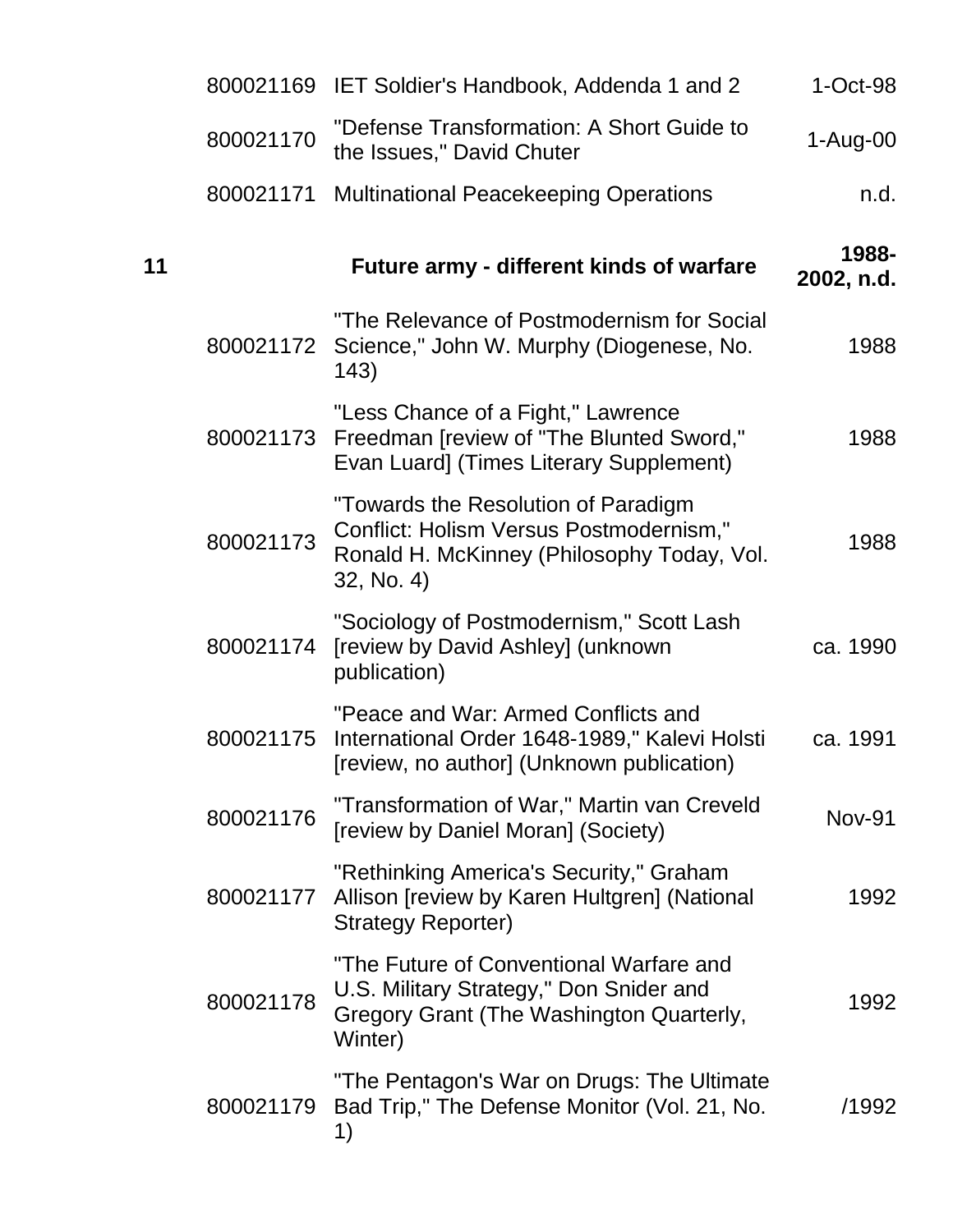| | | | |
|---|---|---|---|
| | 800021169 | IET Soldier's Handbook, Addenda 1 and 2 | 1-Oct-98 |
| | 800021170 | "Defense Transformation: A Short Guide to the Issues," David Chuter | 1-Aug-00 |
| | 800021171 | Multinational Peacekeeping Operations | n.d. |
| **11** | | **Future army - different kinds of warfare** | **1988-2002, n.d.** |
| | 800021172 | "The Relevance of Postmodernism for Social Science," John W. Murphy (Diogenese, No. 143) | 1988 |
| | 800021173 | "Less Chance of a Fight," Lawrence Freedman [review of "The Blunted Sword," Evan Luard] (Times Literary Supplement) | 1988 |
| | 800021173 | "Towards the Resolution of Paradigm Conflict: Holism Versus Postmodernism," Ronald H. McKinney (Philosophy Today, Vol. 32, No. 4) | 1988 |
| | 800021174 | "Sociology of Postmodernism," Scott Lash [review by David Ashley] (unknown publication) | ca. 1990 |
| | 800021175 | "Peace and War: Armed Conflicts and International Order 1648-1989," Kalevi Holsti [review, no author] (Unknown publication) | ca. 1991 |
| | 800021176 | "Transformation of War," Martin van Creveld [review by Daniel Moran] (Society) | Nov-91 |
| | 800021177 | "Rethinking America's Security," Graham Allison [review by Karen Hultgren] (National Strategy Reporter) | 1992 |
| | 800021178 | "The Future of Conventional Warfare and U.S. Military Strategy," Don Snider and Gregory Grant (The Washington Quarterly, Winter) | 1992 |
| | 800021179 | "The Pentagon's War on Drugs: The Ultimate Bad Trip," The Defense Monitor (Vol. 21, No. 1) | /1992 |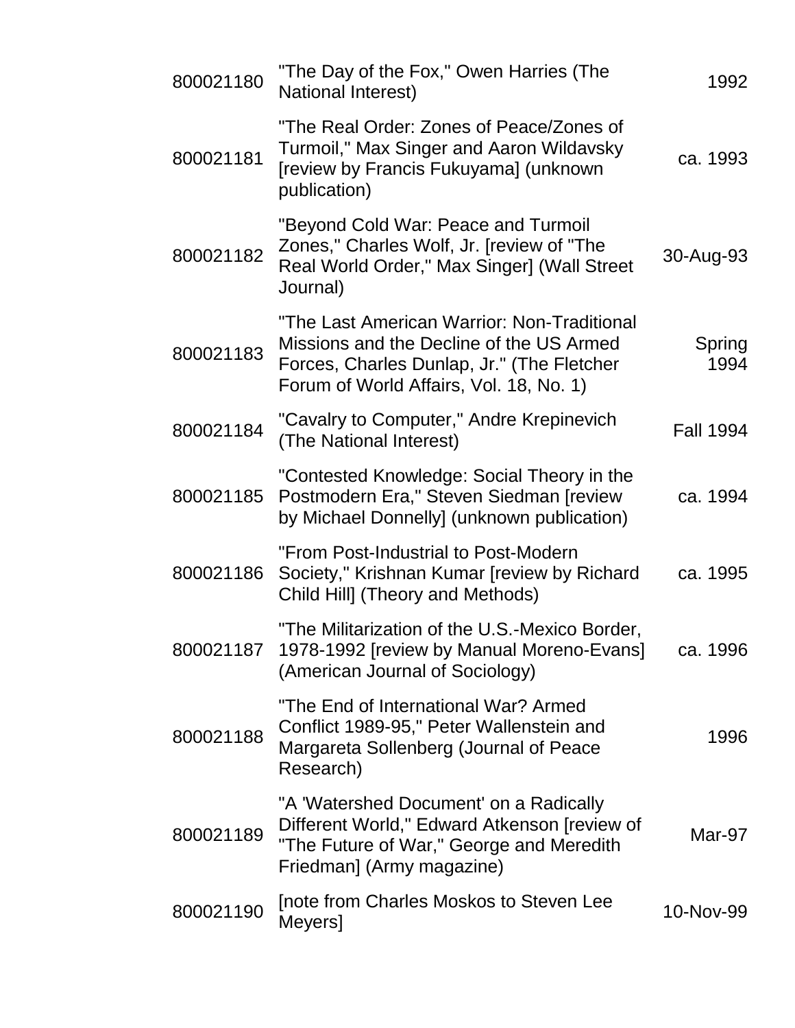| | | |
|---|---|---|
| 800021180 | "The Day of the Fox," Owen Harries (The National Interest) | 1992 |
| 800021181 | "The Real Order: Zones of Peace/Zones of Turmoil," Max Singer and Aaron Wildavsky [review by Francis Fukuyama] (unknown publication) | ca. 1993 |
| 800021182 | "Beyond Cold War: Peace and Turmoil Zones," Charles Wolf, Jr. [review of "The Real World Order," Max Singer] (Wall Street Journal) | 30-Aug-93 |
| 800021183 | "The Last American Warrior: Non-Traditional Missions and the Decline of the US Armed Forces, Charles Dunlap, Jr." (The Fletcher Forum of World Affairs, Vol. 18, No. 1) | Spring 1994 |
| 800021184 | "Cavalry to Computer," Andre Krepinevich (The National Interest) | Fall 1994 |
| 800021185 | "Contested Knowledge: Social Theory in the Postmodern Era," Steven Siedman [review by Michael Donnelly] (unknown publication) | ca. 1994 |
| 800021186 | "From Post-Industrial to Post-Modern Society," Krishnan Kumar [review by Richard Child Hill] (Theory and Methods) | ca. 1995 |
| 800021187 | "The Militarization of the U.S.-Mexico Border, 1978-1992 [review by Manual Moreno-Evans] (American Journal of Sociology) | ca. 1996 |
| 800021188 | "The End of International War? Armed Conflict 1989-95," Peter Wallenstein and Margareta Sollenberg (Journal of Peace Research) | 1996 |
| 800021189 | "A 'Watershed Document' on a Radically Different World," Edward Atkenson [review of "The Future of War," George and Meredith Friedman] (Army magazine) | Mar-97 |
| 800021190 | [note from Charles Moskos to Steven Lee Meyers] | 10-Nov-99 |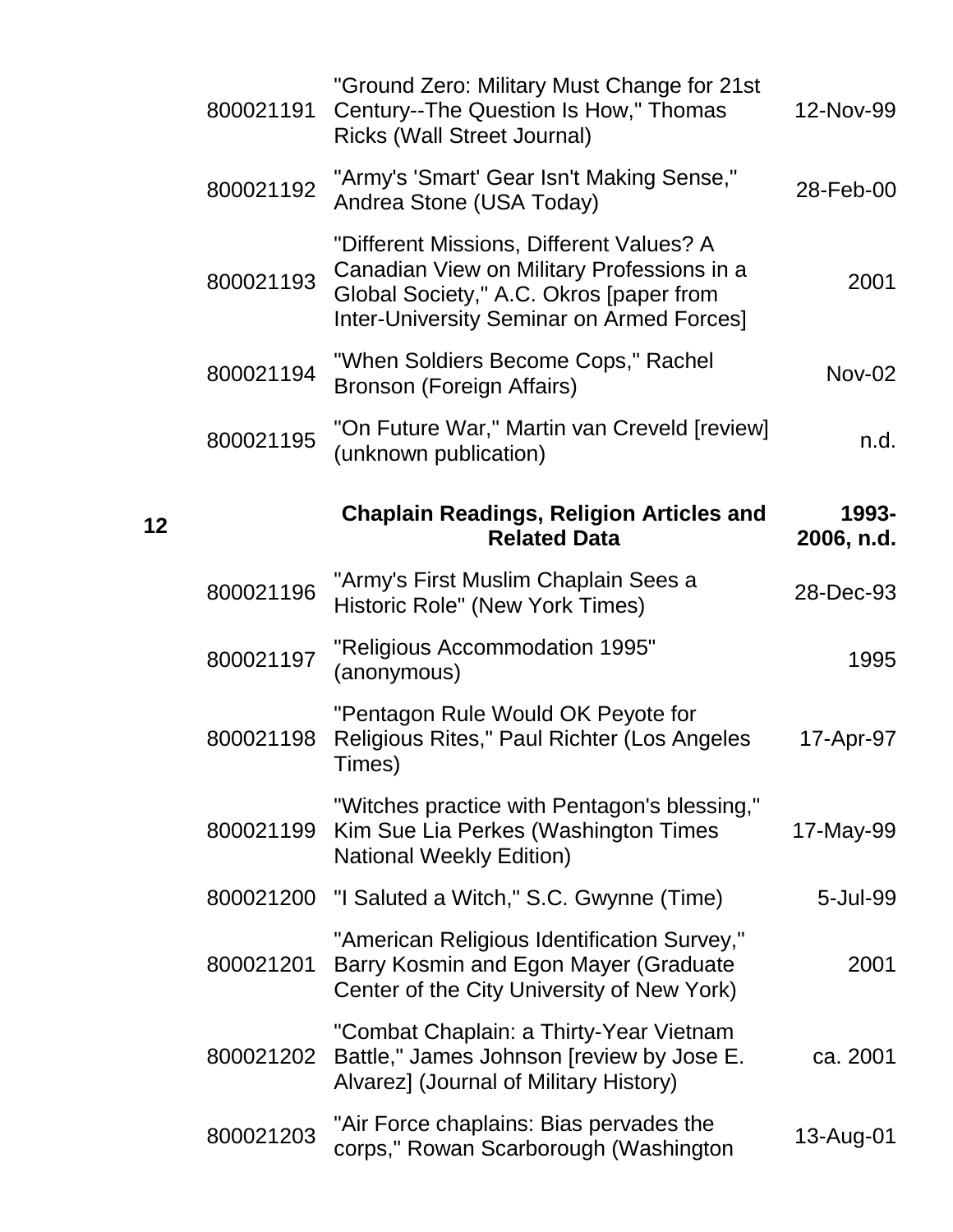| | | | |
|---|---|---|---|
| | 800021191 | "Ground Zero: Military Must Change for 21st Century--The Question Is How," Thomas Ricks (Wall Street Journal) | 12-Nov-99 |
| | 800021192 | "Army's 'Smart' Gear Isn't Making Sense," Andrea Stone (USA Today) | 28-Feb-00 |
| | 800021193 | "Different Missions, Different Values? A Canadian View on Military Professions in a Global Society," A.C. Okros [paper from Inter-University Seminar on Armed Forces] | 2001 |
| | 800021194 | "When Soldiers Become Cops," Rachel Bronson (Foreign Affairs) | Nov-02 |
| | 800021195 | "On Future War," Martin van Creveld [review] (unknown publication) | n.d. |
| **12** | | **Chaplain Readings, Religion Articles and Related Data** | **1993-2006, n.d.** |
| | 800021196 | "Army's First Muslim Chaplain Sees a Historic Role" (New York Times) | 28-Dec-93 |
| | 800021197 | "Religious Accommodation 1995" (anonymous) | 1995 |
| | 800021198 | "Pentagon Rule Would OK Peyote for Religious Rites," Paul Richter (Los Angeles Times) | 17-Apr-97 |
| | 800021199 | "Witches practice with Pentagon's blessing," Kim Sue Lia Perkes (Washington Times National Weekly Edition) | 17-May-99 |
| | 800021200 | "I Saluted a Witch," S.C. Gwynne (Time) | 5-Jul-99 |
| | 800021201 | "American Religious Identification Survey," Barry Kosmin and Egon Mayer (Graduate Center of the City University of New York) | 2001 |
| | 800021202 | "Combat Chaplain: a Thirty-Year Vietnam Battle," James Johnson [review by Jose E. Alvarez] (Journal of Military History) | ca. 2001 |
| | 800021203 | "Air Force chaplains: Bias pervades the corps," Rowan Scarborough (Washington | 13-Aug-01 |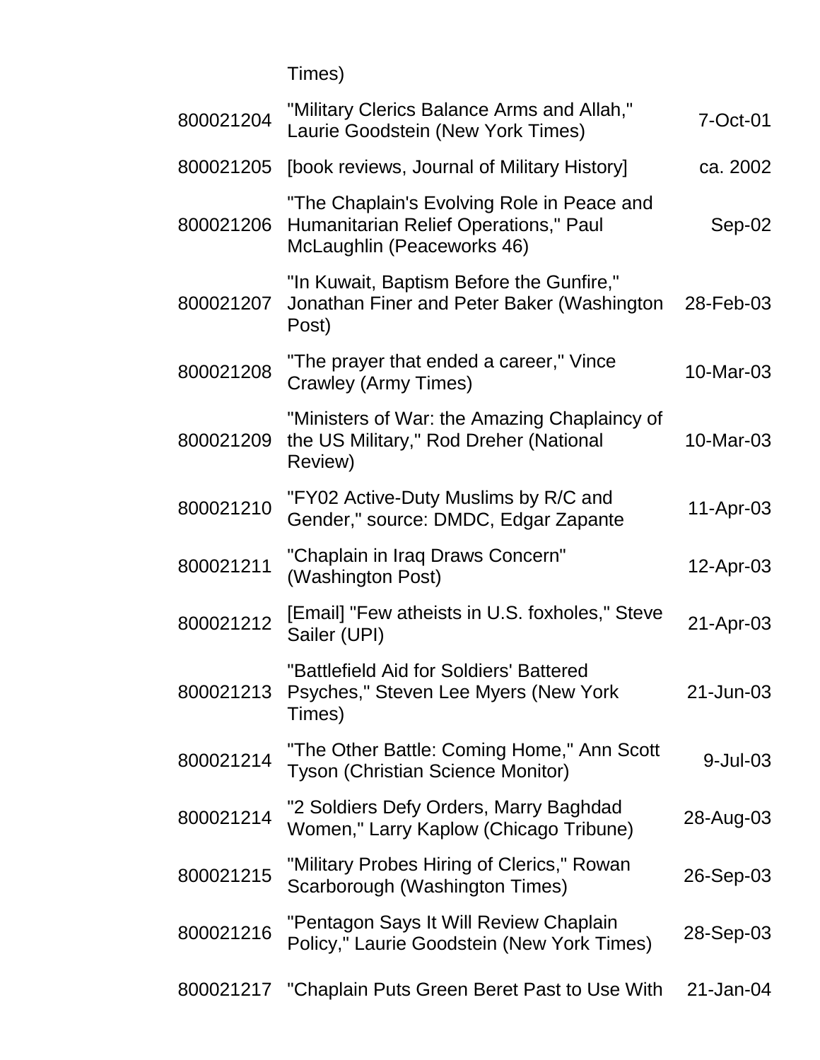| | | |
|---|---|---|
| | Times) | |
| 800021204 | "Military Clerics Balance Arms and Allah," Laurie Goodstein (New York Times) | 7-Oct-01 |
| 800021205 | [book reviews, Journal of Military History] | ca. 2002 |
| 800021206 | "The Chaplain's Evolving Role in Peace and Humanitarian Relief Operations," Paul McLaughlin (Peaceworks 46) | Sep-02 |
| 800021207 | "In Kuwait, Baptism Before the Gunfire," Jonathan Finer and Peter Baker (Washington Post) | 28-Feb-03 |
| 800021208 | "The prayer that ended a career," Vince Crawley (Army Times) | 10-Mar-03 |
| 800021209 | "Ministers of War: the Amazing Chaplaincy of the US Military," Rod Dreher (National Review) | 10-Mar-03 |
| 800021210 | "FY02 Active-Duty Muslims by R/C and Gender," source: DMDC, Edgar Zapante | 11-Apr-03 |
| 800021211 | "Chaplain in Iraq Draws Concern" (Washington Post) | 12-Apr-03 |
| 800021212 | [Email] "Few atheists in U.S. foxholes," Steve Sailer (UPI) | 21-Apr-03 |
| 800021213 | "Battlefield Aid for Soldiers' Battered Psyches," Steven Lee Myers (New York Times) | 21-Jun-03 |
| 800021214 | "The Other Battle: Coming Home," Ann Scott Tyson (Christian Science Monitor) | 9-Jul-03 |
| 800021214 | "2 Soldiers Defy Orders, Marry Baghdad Women," Larry Kaplow (Chicago Tribune) | 28-Aug-03 |
| 800021215 | "Military Probes Hiring of Clerics," Rowan Scarborough (Washington Times) | 26-Sep-03 |
| 800021216 | "Pentagon Says It Will Review Chaplain Policy," Laurie Goodstein (New York Times) | 28-Sep-03 |
| 800021217 | "Chaplain Puts Green Beret Past to Use With | 21-Jan-04 |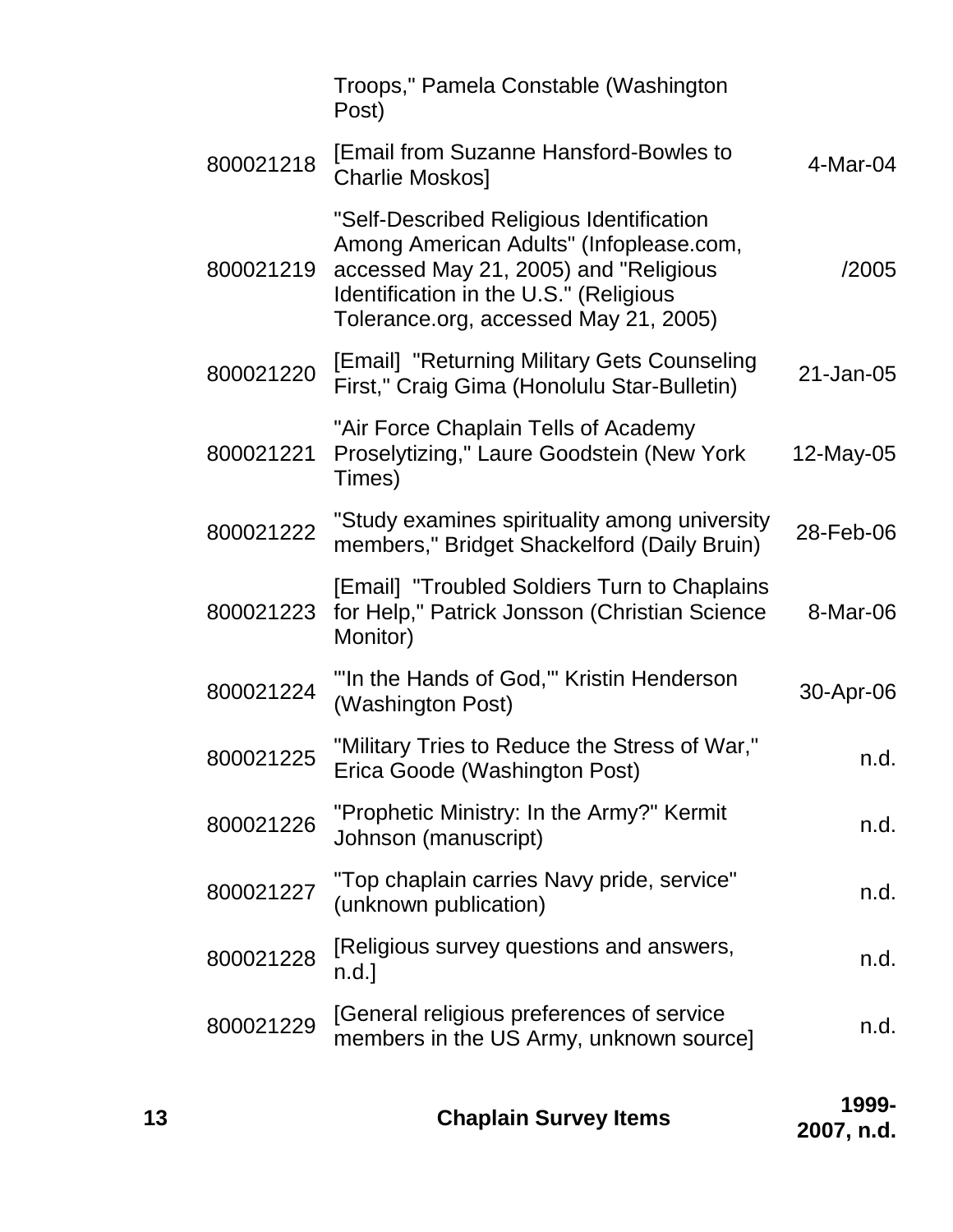| | | |
|---|---|---|
| | Troops," Pamela Constable (Washington Post) | |
| 800021218 | [Email from Suzanne Hansford-Bowles to Charlie Moskos] | 4-Mar-04 |
| 800021219 | "Self-Described Religious Identification Among American Adults" (Infoplease.com, accessed May 21, 2005) and "Religious Identification in the U.S." (Religious Tolerance.org, accessed May 21, 2005) | /2005 |
| 800021220 | [Email] "Returning Military Gets Counseling First," Craig Gima (Honolulu Star-Bulletin) | 21-Jan-05 |
| 800021221 | "Air Force Chaplain Tells of Academy Proselytizing," Laure Goodstein (New York Times) | 12-May-05 |
| 800021222 | "Study examines spirituality among university members," Bridget Shackelford (Daily Bruin) | 28-Feb-06 |
| 800021223 | [Email] "Troubled Soldiers Turn to Chaplains for Help," Patrick Jonsson (Christian Science Monitor) | 8-Mar-06 |
| 800021224 | "'In the Hands of God,'" Kristin Henderson (Washington Post) | 30-Apr-06 |
| 800021225 | "Military Tries to Reduce the Stress of War," Erica Goode (Washington Post) | n.d. |
| 800021226 | "Prophetic Ministry: In the Army?" Kermit Johnson (manuscript) | n.d. |
| 800021227 | "Top chaplain carries Navy pride, service" (unknown publication) | n.d. |
| 800021228 | [Religious survey questions and answers, n.d.] | n.d. |
| 800021229 | [General religious preferences of service members in the US Army, unknown source] | n.d. |

**13** **Chaplain Survey Items** **1999-2007, n.d.**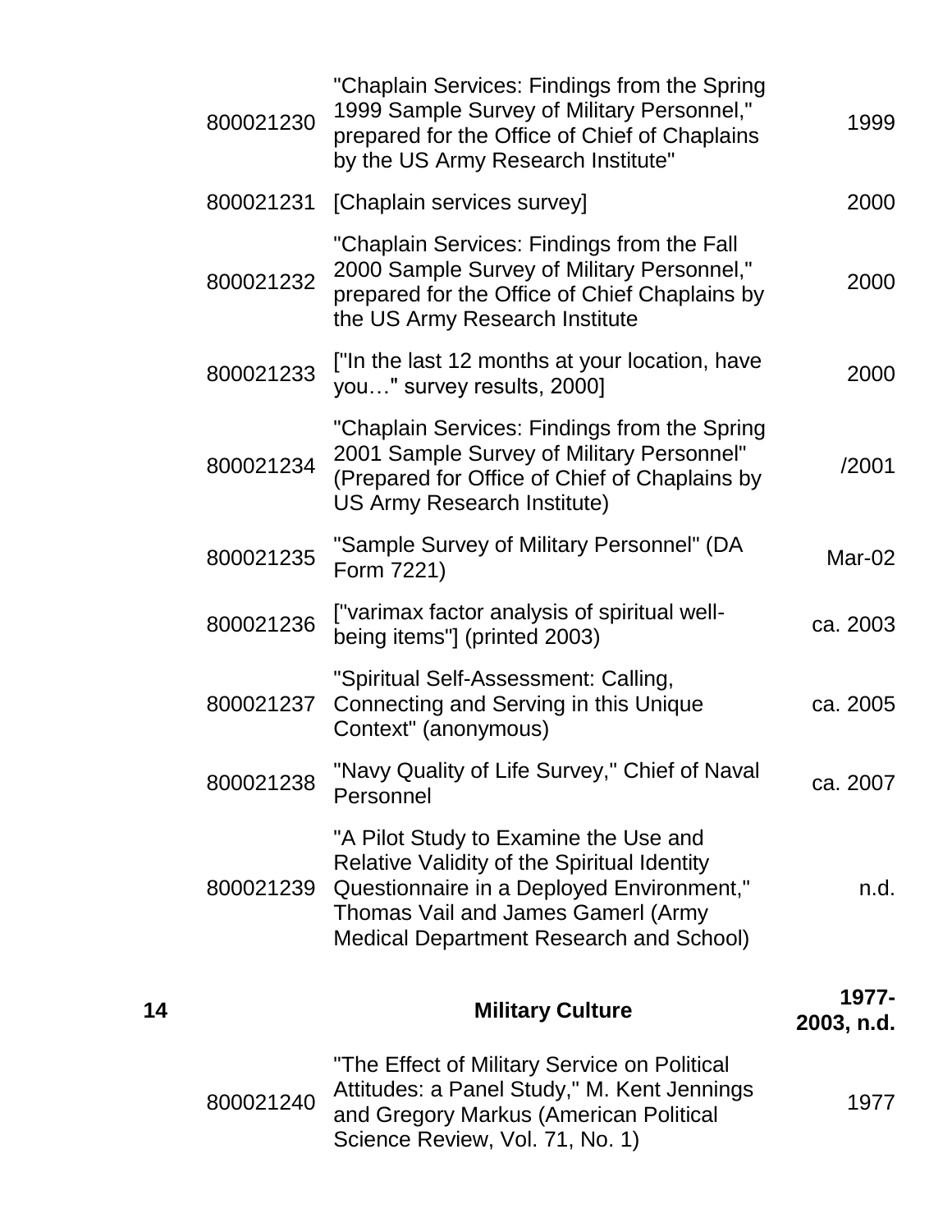| | | | |
|---|---|---|---|
| | 800021230 | "Chaplain Services: Findings from the Spring 1999 Sample Survey of Military Personnel," prepared for the Office of Chief of Chaplains by the US Army Research Institute" | 1999 |
| | 800021231 | [Chaplain services survey] | 2000 |
| | 800021232 | "Chaplain Services: Findings from the Fall 2000 Sample Survey of Military Personnel," prepared for the Office of Chief Chaplains by the US Army Research Institute | 2000 |
| | 800021233 | ["In the last 12 months at your location, have you…" survey results, 2000] | 2000 |
| | 800021234 | "Chaplain Services: Findings from the Spring 2001 Sample Survey of Military Personnel" (Prepared for Office of Chief of Chaplains by US Army Research Institute) | /2001 |
| | 800021235 | "Sample Survey of Military Personnel" (DA Form 7221) | Mar-02 |
| | 800021236 | ["varimax factor analysis of spiritual well-being items"] (printed 2003) | ca. 2003 |
| | 800021237 | "Spiritual Self-Assessment: Calling, Connecting and Serving in this Unique Context" (anonymous) | ca. 2005 |
| | 800021238 | "Navy Quality of Life Survey," Chief of Naval Personnel | ca. 2007 |
| | 800021239 | "A Pilot Study to Examine the Use and Relative Validity of the Spiritual Identity Questionnaire in a Deployed Environment," Thomas Vail and James Gamerl (Army Medical Department Research and School) | n.d. |
| **14** | | **Military Culture** | **1977-2003, n.d.** |
| | 800021240 | "The Effect of Military Service on Political Attitudes: a Panel Study," M. Kent Jennings and Gregory Markus (American Political Science Review, Vol. 71, No. 1) | 1977 |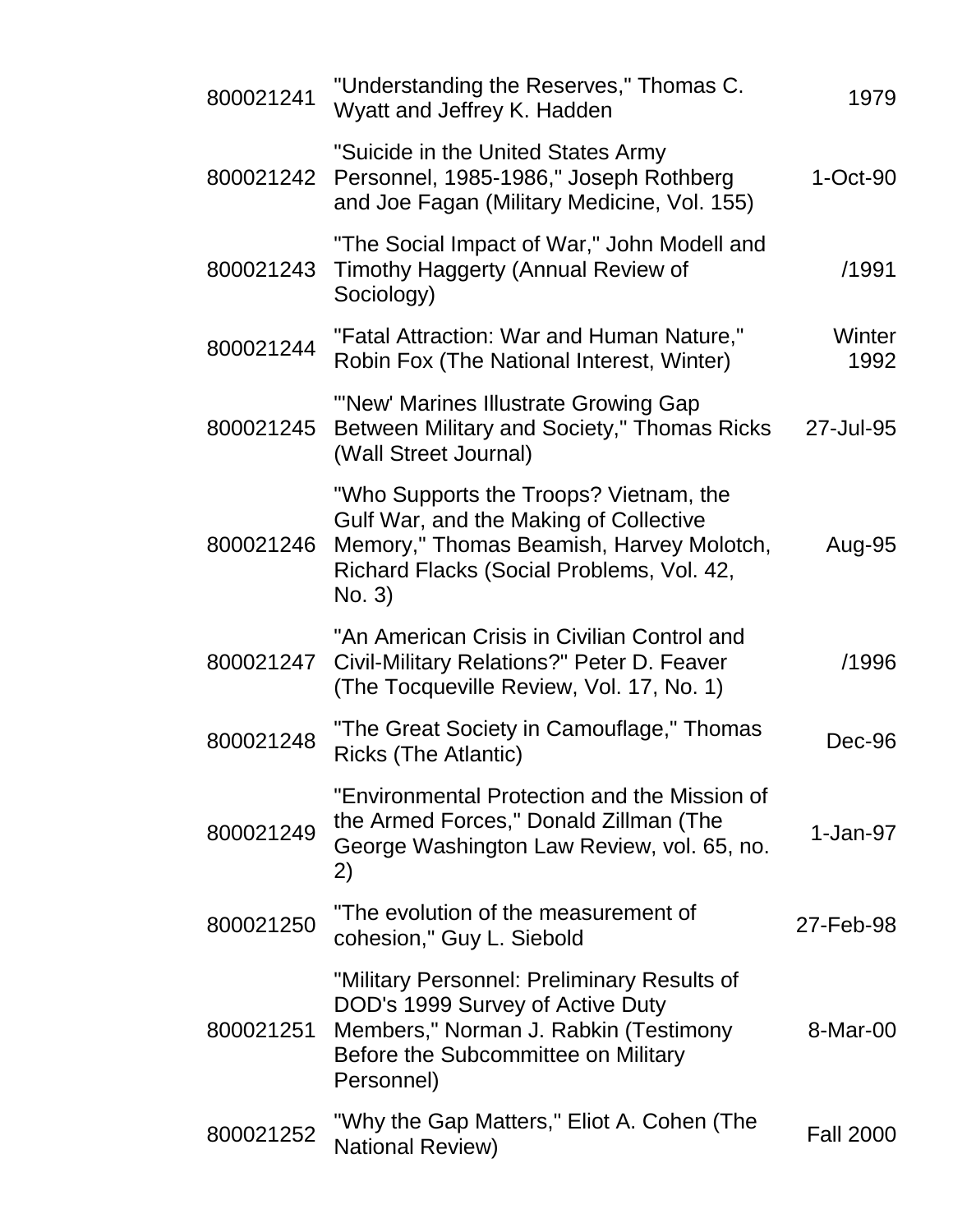| | | |
|---|---|---|
| 800021241 | "Understanding the Reserves," Thomas C. Wyatt and Jeffrey K. Hadden | 1979 |
| 800021242 | "Suicide in the United States Army Personnel, 1985-1986," Joseph Rothberg and Joe Fagan (Military Medicine, Vol. 155) | 1-Oct-90 |
| 800021243 | "The Social Impact of War," John Modell and Timothy Haggerty (Annual Review of Sociology) | /1991 |
| 800021244 | "Fatal Attraction: War and Human Nature," Robin Fox (The National Interest, Winter) | Winter 1992 |
| 800021245 | "'New' Marines Illustrate Growing Gap Between Military and Society," Thomas Ricks (Wall Street Journal) | 27-Jul-95 |
| 800021246 | "Who Supports the Troops? Vietnam, the Gulf War, and the Making of Collective Memory," Thomas Beamish, Harvey Molotch, Richard Flacks (Social Problems, Vol. 42, No. 3) | Aug-95 |
| 800021247 | "An American Crisis in Civilian Control and Civil-Military Relations?" Peter D. Feaver (The Tocqueville Review, Vol. 17, No. 1) | /1996 |
| 800021248 | "The Great Society in Camouflage," Thomas Ricks (The Atlantic) | Dec-96 |
| 800021249 | "Environmental Protection and the Mission of the Armed Forces," Donald Zillman (The George Washington Law Review, vol. 65, no. 2) | 1-Jan-97 |
| 800021250 | "The evolution of the measurement of cohesion," Guy L. Siebold | 27-Feb-98 |
| 800021251 | "Military Personnel: Preliminary Results of DOD's 1999 Survey of Active Duty Members," Norman J. Rabkin (Testimony Before the Subcommittee on Military Personnel) | 8-Mar-00 |
| 800021252 | "Why the Gap Matters," Eliot A. Cohen (The National Review) | Fall 2000 |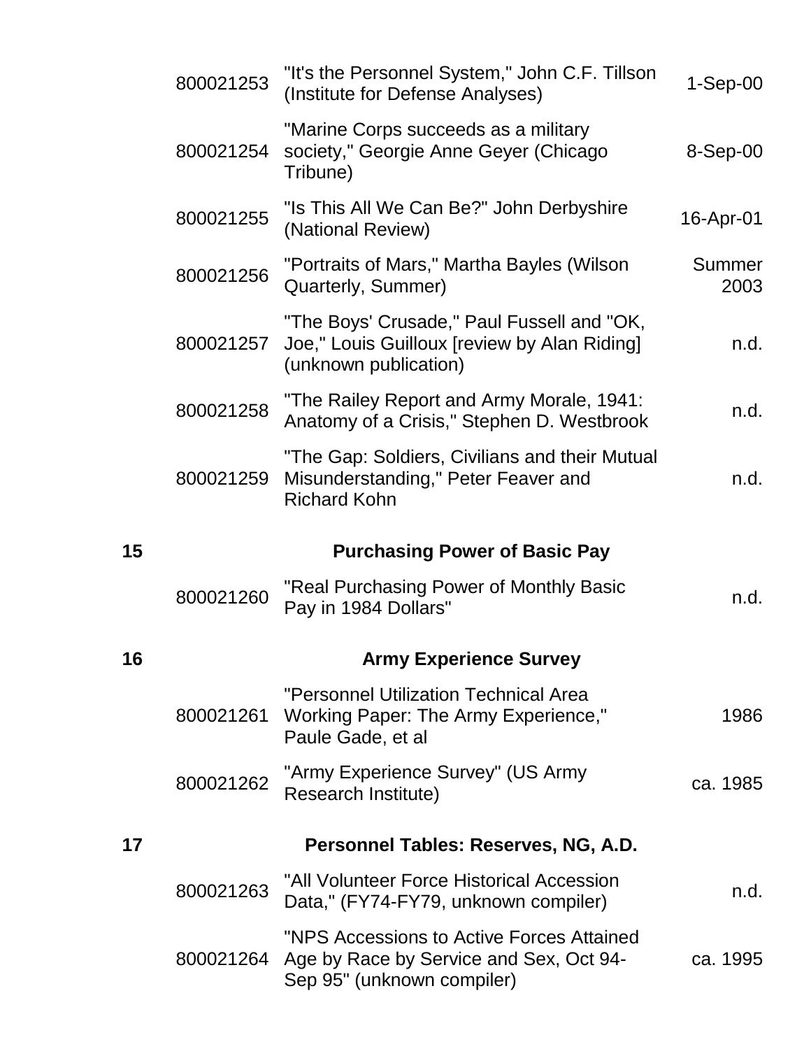| | | | |
|---|---|---|---|
| | 800021253 | "It's the Personnel System," John C.F. Tillson (Institute for Defense Analyses) | 1-Sep-00 |
| | 800021254 | "Marine Corps succeeds as a military society," Georgie Anne Geyer (Chicago Tribune) | 8-Sep-00 |
| | 800021255 | "Is This All We Can Be?" John Derbyshire (National Review) | 16-Apr-01 |
| | 800021256 | "Portraits of Mars," Martha Bayles (Wilson Quarterly, Summer) | Summer 2003 |
| | 800021257 | "The Boys' Crusade," Paul Fussell and "OK, Joe," Louis Guilloux [review by Alan Riding] (unknown publication) | n.d. |
| | 800021258 | "The Railey Report and Army Morale, 1941: Anatomy of a Crisis," Stephen D. Westbrook | n.d. |
| | 800021259 | "The Gap: Soldiers, Civilians and their Mutual Misunderstanding," Peter Feaver and Richard Kohn | n.d. |
| **15** | | **Purchasing Power of Basic Pay** | |
| | 800021260 | "Real Purchasing Power of Monthly Basic Pay in 1984 Dollars" | n.d. |
| **16** | | **Army Experience Survey** | |
| | 800021261 | "Personnel Utilization Technical Area Working Paper: The Army Experience," Paule Gade, et al | 1986 |
| | 800021262 | "Army Experience Survey" (US Army Research Institute) | ca. 1985 |
| **17** | | **Personnel Tables: Reserves, NG, A.D.** | |
| | 800021263 | "All Volunteer Force Historical Accession Data," (FY74-FY79, unknown compiler) | n.d. |
| | 800021264 | "NPS Accessions to Active Forces Attained Age by Race by Service and Sex, Oct 94-Sep 95" (unknown compiler) | ca. 1995 |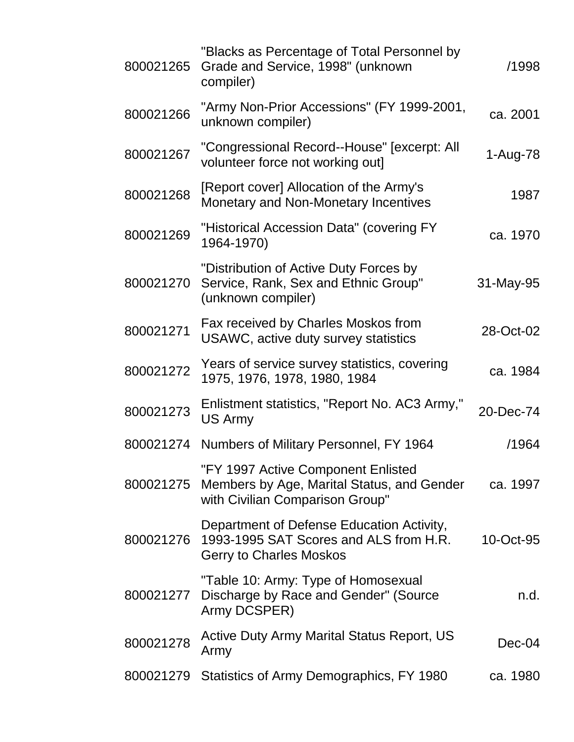| | | |
|---|---|---|
| 800021265 | "Blacks as Percentage of Total Personnel by Grade and Service, 1998" (unknown compiler) | /1998 |
| 800021266 | "Army Non-Prior Accessions" (FY 1999-2001, unknown compiler) | ca. 2001 |
| 800021267 | "Congressional Record--House" [excerpt: All volunteer force not working out] | 1-Aug-78 |
| 800021268 | [Report cover] Allocation of the Army's Monetary and Non-Monetary Incentives | 1987 |
| 800021269 | "Historical Accession Data" (covering FY 1964-1970) | ca. 1970 |
| 800021270 | "Distribution of Active Duty Forces by Service, Rank, Sex and Ethnic Group" (unknown compiler) | 31-May-95 |
| 800021271 | Fax received by Charles Moskos from USAWC, active duty survey statistics | 28-Oct-02 |
| 800021272 | Years of service survey statistics, covering 1975, 1976, 1978, 1980, 1984 | ca. 1984 |
| 800021273 | Enlistment statistics, "Report No. AC3 Army," US Army | 20-Dec-74 |
| 800021274 | Numbers of Military Personnel, FY 1964 | /1964 |
| 800021275 | "FY 1997 Active Component Enlisted Members by Age, Marital Status, and Gender with Civilian Comparison Group" | ca. 1997 |
| 800021276 | Department of Defense Education Activity, 1993-1995 SAT Scores and ALS from H.R. Gerry to Charles Moskos | 10-Oct-95 |
| 800021277 | "Table 10: Army: Type of Homosexual Discharge by Race and Gender" (Source Army DCSPER) | n.d. |
| 800021278 | Active Duty Army Marital Status Report, US Army | Dec-04 |
| 800021279 | Statistics of Army Demographics, FY 1980 | ca. 1980 |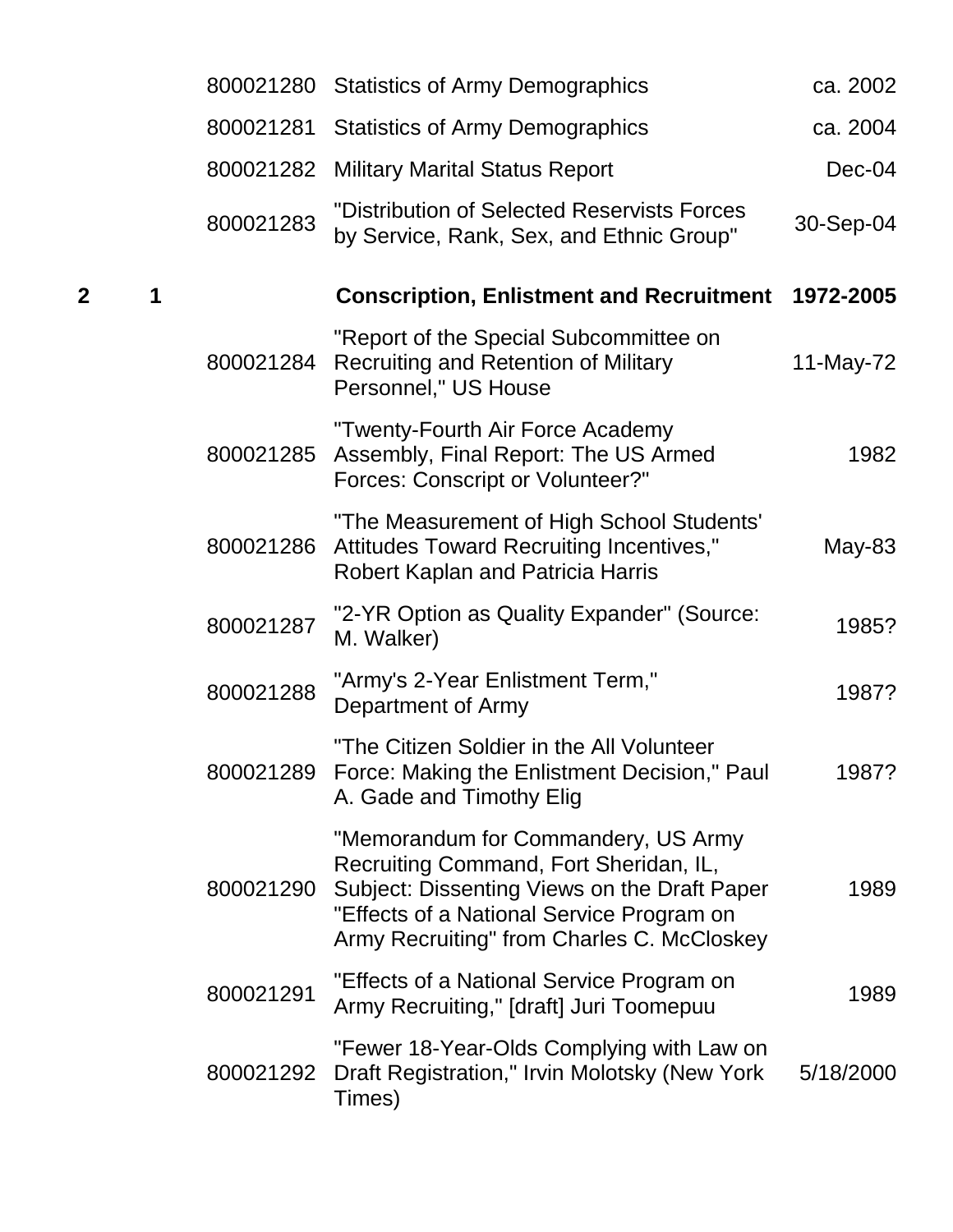| | | | | |
|---|---|---|---|---|
| | | 800021280 | Statistics of Army Demographics | ca. 2002 |
| | | 800021281 | Statistics of Army Demographics | ca. 2004 |
| | | 800021282 | Military Marital Status Report | Dec-04 |
| | | 800021283 | "Distribution of Selected Reservists Forces by Service, Rank, Sex, and Ethnic Group" | 30-Sep-04 |
| **2** | **1** | | **Conscription, Enlistment and Recruitment** | **1972-2005** |
| | | 800021284 | "Report of the Special Subcommittee on Recruiting and Retention of Military Personnel," US House | 11-May-72 |
| | | 800021285 | "Twenty-Fourth Air Force Academy Assembly, Final Report: The US Armed Forces: Conscript or Volunteer?" | 1982 |
| | | 800021286 | "The Measurement of High School Students' Attitudes Toward Recruiting Incentives," Robert Kaplan and Patricia Harris | May-83 |
| | | 800021287 | "2-YR Option as Quality Expander" (Source: M. Walker) | 1985? |
| | | 800021288 | "Army's 2-Year Enlistment Term," Department of Army | 1987? |
| | | 800021289 | "The Citizen Soldier in the All Volunteer Force: Making the Enlistment Decision," Paul A. Gade and Timothy Elig | 1987? |
| | | 800021290 | "Memorandum for Commandery, US Army Recruiting Command, Fort Sheridan, IL, Subject: Dissenting Views on the Draft Paper "Effects of a National Service Program on Army Recruiting" from Charles C. McCloskey | 1989 |
| | | 800021291 | "Effects of a National Service Program on Army Recruiting," [draft] Juri Toomepuu | 1989 |
| | | 800021292 | "Fewer 18-Year-Olds Complying with Law on Draft Registration," Irvin Molotsky (New York Times) | 5/18/2000 |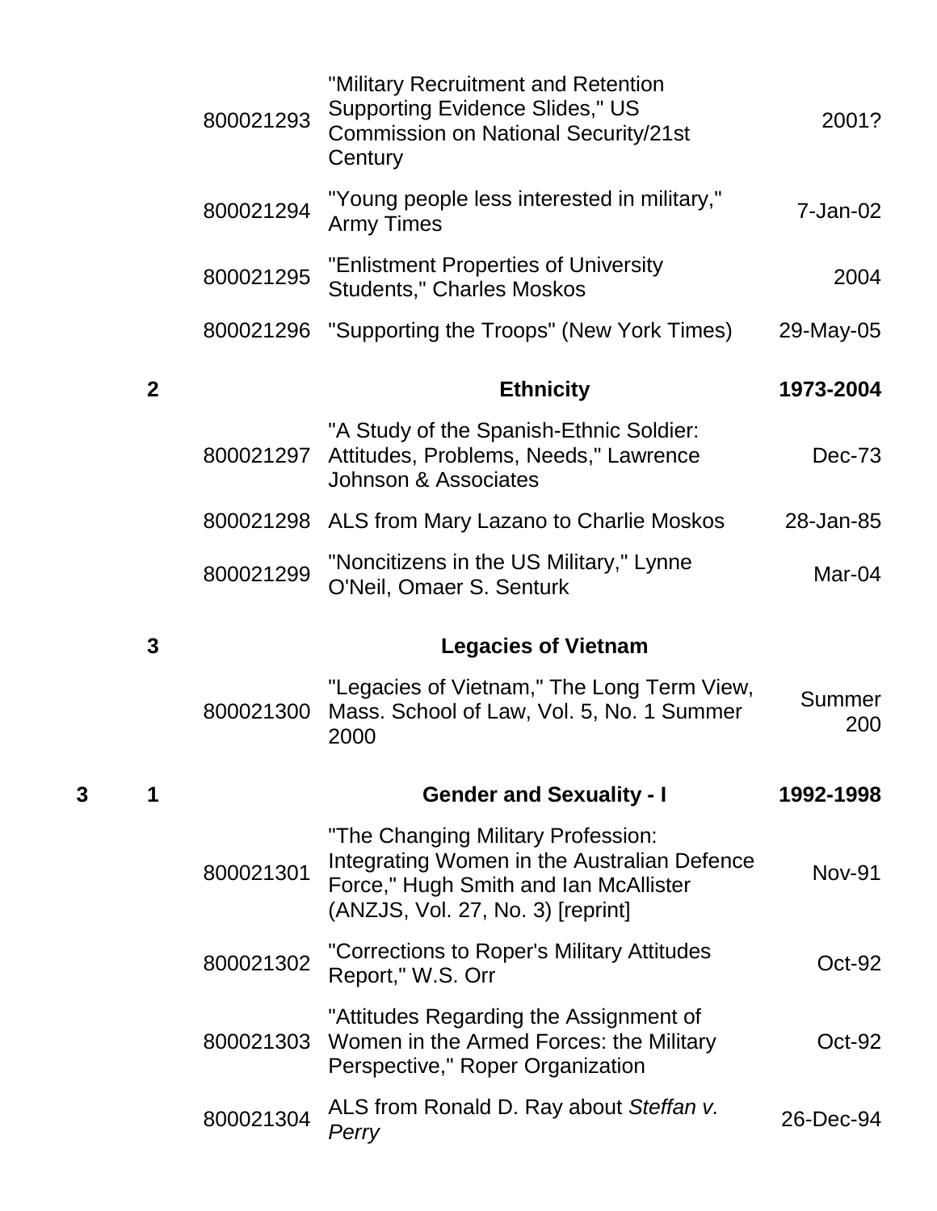| Box | Folder | Item | Title | Date |
|---|---|---|---|---|
| | | 800021293 | "Military Recruitment and Retention Supporting Evidence Slides," US Commission on National Security/21st Century | 2001? |
| | | 800021294 | "Young people less interested in military," Army Times | 7-Jan-02 |
| | | 800021295 | "Enlistment Properties of University Students," Charles Moskos | 2004 |
| | | 800021296 | "Supporting the Troops" (New York Times) | 29-May-05 |
| | **2** | | **Ethnicity** | **1973-2004** |
| | | 800021297 | "A Study of the Spanish-Ethnic Soldier: Attitudes, Problems, Needs," Lawrence Johnson & Associates | Dec-73 |
| | | 800021298 | ALS from Mary Lazano to Charlie Moskos | 28-Jan-85 |
| | | 800021299 | "Noncitizens in the US Military," Lynne O'Neil, Omaer S. Senturk | Mar-04 |
| | **3** | | **Legacies of Vietnam** | |
| | | 800021300 | "Legacies of Vietnam," The Long Term View, Mass. School of Law, Vol. 5, No. 1 Summer 2000 | Summer 200 |
| **3** | **1** | | **Gender and Sexuality - I** | **1992-1998** |
| | | 800021301 | "The Changing Military Profession: Integrating Women in the Australian Defence Force," Hugh Smith and Ian McAllister (ANZJS, Vol. 27, No. 3) [reprint] | Nov-91 |
| | | 800021302 | "Corrections to Roper's Military Attitudes Report," W.S. Orr | Oct-92 |
| | | 800021303 | "Attitudes Regarding the Assignment of Women in the Armed Forces: the Military Perspective," Roper Organization | Oct-92 |
| | | 800021304 | ALS from Ronald D. Ray about *Steffan v. Perry* | 26-Dec-94 |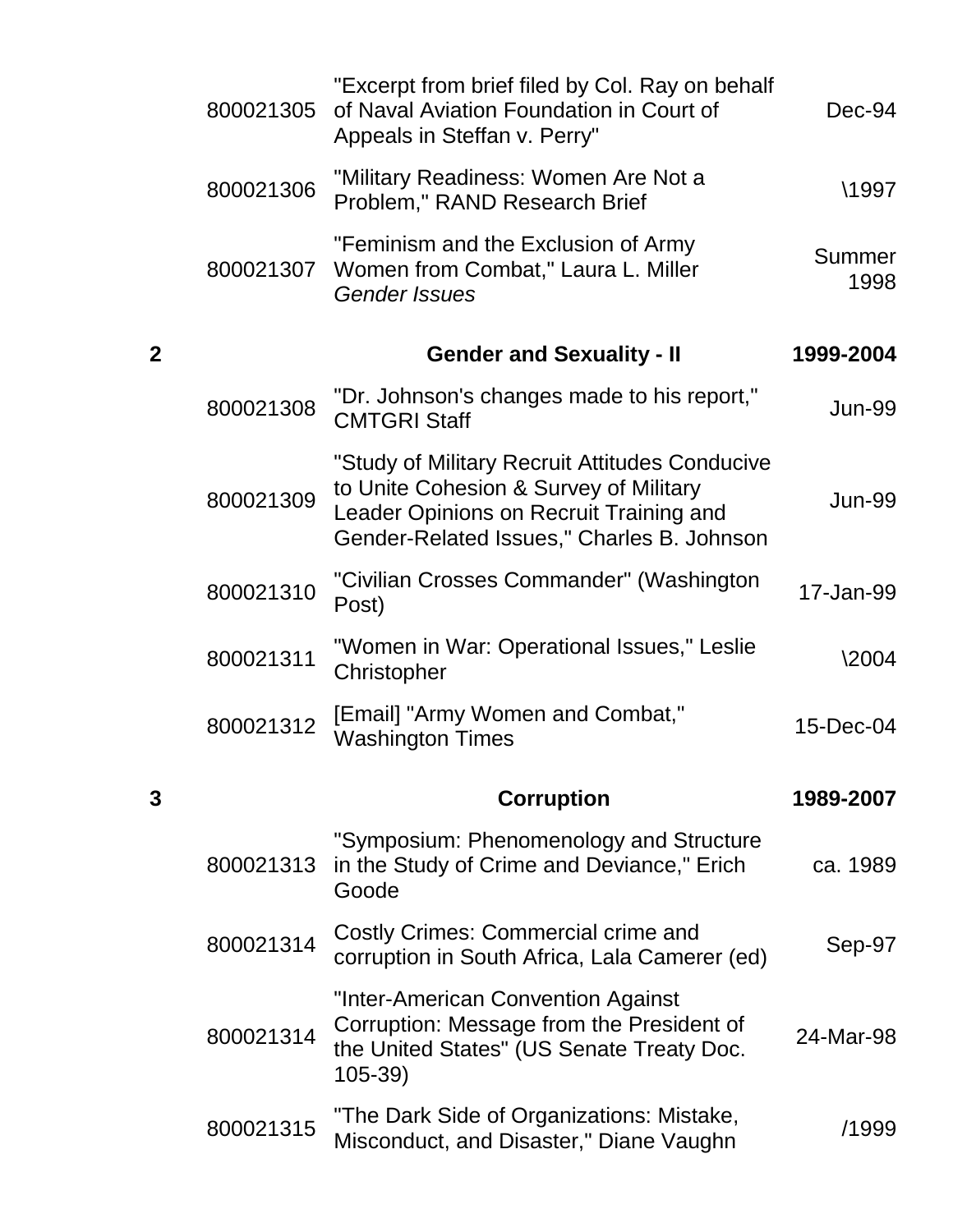| | | | |
|---|---|---|---|
| | 800021305 | "Excerpt from brief filed by Col. Ray on behalf of Naval Aviation Foundation in Court of Appeals in Steffan v. Perry" | Dec-94 |
| | 800021306 | "Military Readiness: Women Are Not a Problem," RAND Research Brief | \1997 |
| | 800021307 | "Feminism and the Exclusion of Army Women from Combat," Laura L. Miller *Gender Issues* | Summer 1998 |
| **2** | | **Gender and Sexuality - II** | **1999-2004** |
| | 800021308 | "Dr. Johnson's changes made to his report," CMTGRI Staff | Jun-99 |
| | 800021309 | "Study of Military Recruit Attitudes Conducive to Unite Cohesion & Survey of Military Leader Opinions on Recruit Training and Gender-Related Issues," Charles B. Johnson | Jun-99 |
| | 800021310 | "Civilian Crosses Commander" (Washington Post) | 17-Jan-99 |
| | 800021311 | "Women in War: Operational Issues," Leslie Christopher | \2004 |
| | 800021312 | [Email] "Army Women and Combat," Washington Times | 15-Dec-04 |
| **3** | | **Corruption** | **1989-2007** |
| | 800021313 | "Symposium: Phenomenology and Structure in the Study of Crime and Deviance," Erich Goode | ca. 1989 |
| | 800021314 | Costly Crimes: Commercial crime and corruption in South Africa, Lala Camerer (ed) | Sep-97 |
| | 800021314 | "Inter-American Convention Against Corruption: Message from the President of the United States" (US Senate Treaty Doc. 105-39) | 24-Mar-98 |
| | 800021315 | "The Dark Side of Organizations: Mistake, Misconduct, and Disaster," Diane Vaughn | /1999 |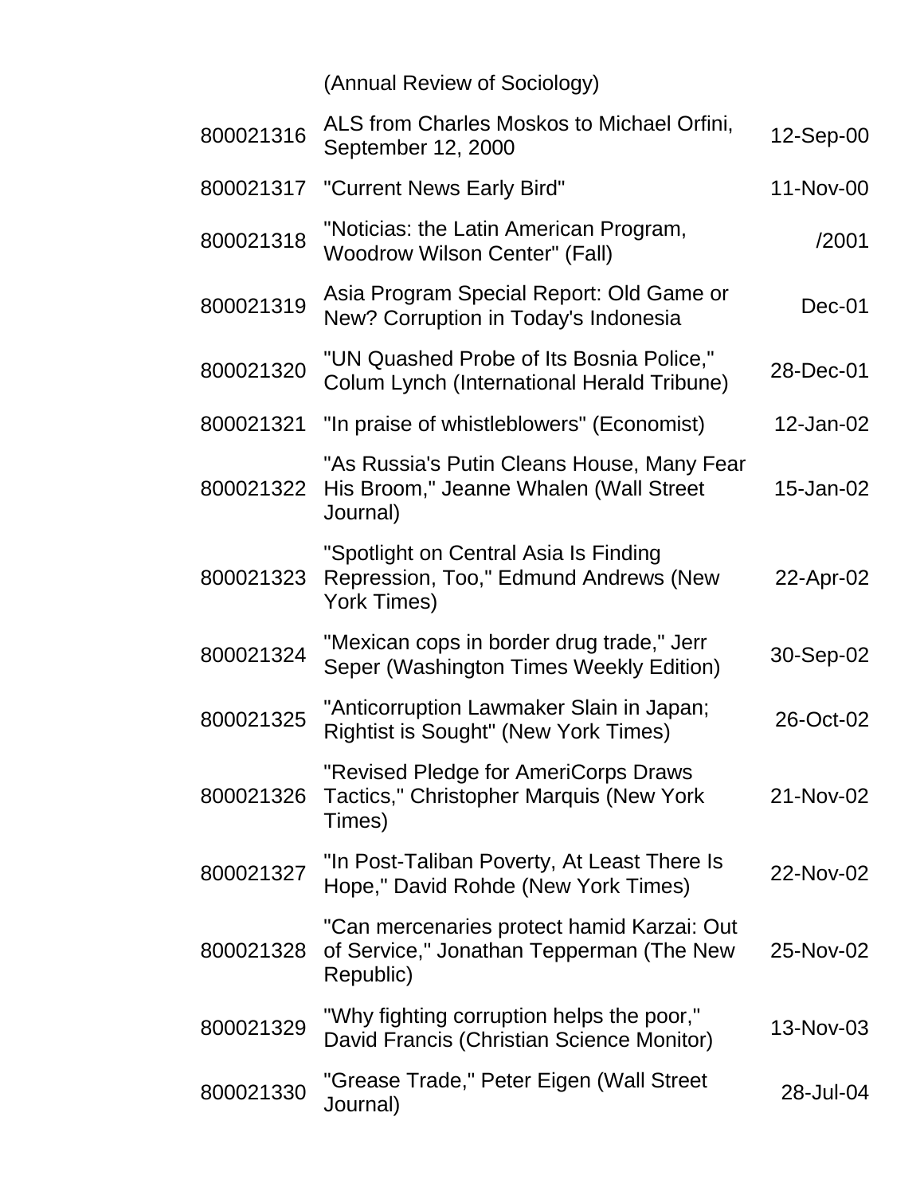| | | |
|---|---|---|
| | (Annual Review of Sociology) | |
| 800021316 | ALS from Charles Moskos to Michael Orfini, September 12, 2000 | 12-Sep-00 |
| 800021317 | "Current News Early Bird" | 11-Nov-00 |
| 800021318 | "Noticias: the Latin American Program, Woodrow Wilson Center" (Fall) | /2001 |
| 800021319 | Asia Program Special Report: Old Game or New? Corruption in Today's Indonesia | Dec-01 |
| 800021320 | "UN Quashed Probe of Its Bosnia Police," Colum Lynch (International Herald Tribune) | 28-Dec-01 |
| 800021321 | "In praise of whistleblowers" (Economist) | 12-Jan-02 |
| 800021322 | "As Russia's Putin Cleans House, Many Fear His Broom," Jeanne Whalen (Wall Street Journal) | 15-Jan-02 |
| 800021323 | "Spotlight on Central Asia Is Finding Repression, Too," Edmund Andrews (New York Times) | 22-Apr-02 |
| 800021324 | "Mexican cops in border drug trade," Jerr Seper (Washington Times Weekly Edition) | 30-Sep-02 |
| 800021325 | "Anticorruption Lawmaker Slain in Japan; Rightist is Sought" (New York Times) | 26-Oct-02 |
| 800021326 | "Revised Pledge for AmeriCorps Draws Tactics," Christopher Marquis (New York Times) | 21-Nov-02 |
| 800021327 | "In Post-Taliban Poverty, At Least There Is Hope," David Rohde (New York Times) | 22-Nov-02 |
| 800021328 | "Can mercenaries protect hamid Karzai: Out of Service," Jonathan Tepperman (The New Republic) | 25-Nov-02 |
| 800021329 | "Why fighting corruption helps the poor," David Francis (Christian Science Monitor) | 13-Nov-03 |
| 800021330 | "Grease Trade," Peter Eigen (Wall Street Journal) | 28-Jul-04 |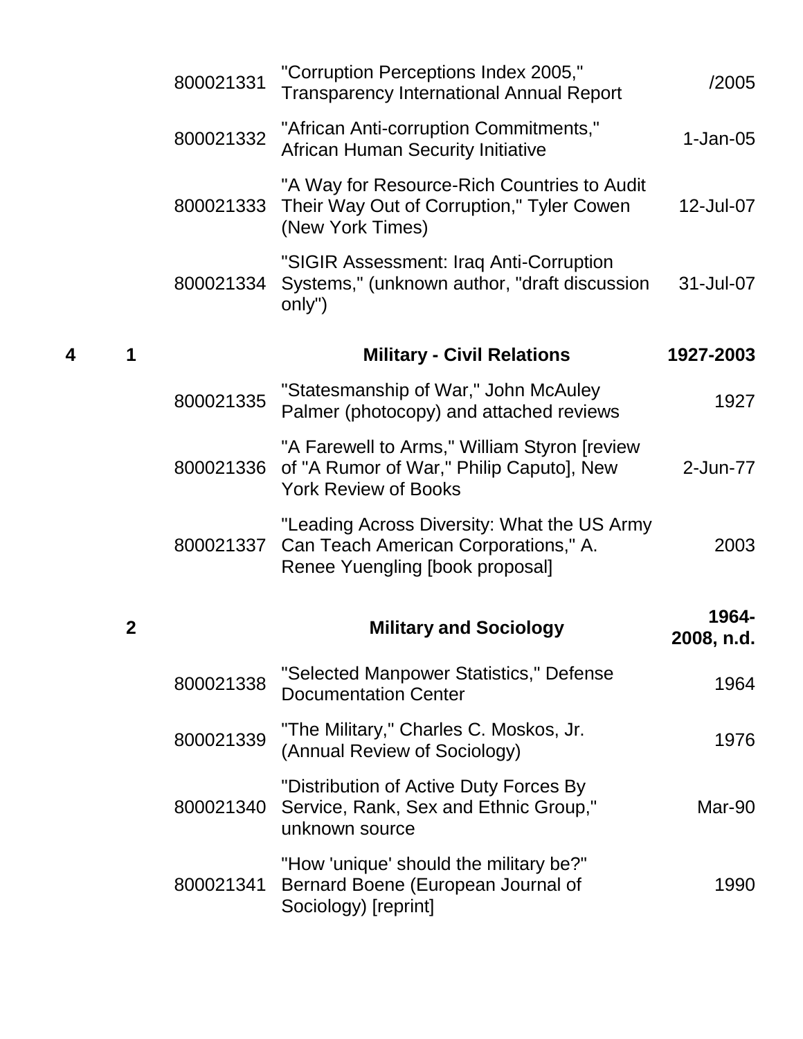| Box | Folder | ID | Title | Date |
|---|---|---|---|---|
| | | 800021331 | "Corruption Perceptions Index 2005," Transparency International Annual Report | /2005 |
| | | 800021332 | "African Anti-corruption Commitments," African Human Security Initiative | 1-Jan-05 |
| | | 800021333 | "A Way for Resource-Rich Countries to Audit Their Way Out of Corruption," Tyler Cowen (New York Times) | 12-Jul-07 |
| | | 800021334 | "SIGIR Assessment: Iraq Anti-Corruption Systems," (unknown author, "draft discussion only") | 31-Jul-07 |
| **4** | **1** | | **Military - Civil Relations** | **1927-2003** |
| | | 800021335 | "Statesmanship of War," John McAuley Palmer (photocopy) and attached reviews | 1927 |
| | | 800021336 | "A Farewell to Arms," William Styron [review of "A Rumor of War," Philip Caputo], New York Review of Books | 2-Jun-77 |
| | | 800021337 | "Leading Across Diversity: What the US Army Can Teach American Corporations," A. Renee Yuengling [book proposal] | 2003 |
| | **2** | | **Military and Sociology** | **1964-2008, n.d.** |
| | | 800021338 | "Selected Manpower Statistics," Defense Documentation Center | 1964 |
| | | 800021339 | "The Military," Charles C. Moskos, Jr. (Annual Review of Sociology) | 1976 |
| | | 800021340 | "Distribution of Active Duty Forces By Service, Rank, Sex and Ethnic Group," unknown source | Mar-90 |
| | | 800021341 | "How 'unique' should the military be?" Bernard Boene (European Journal of Sociology) [reprint] | 1990 |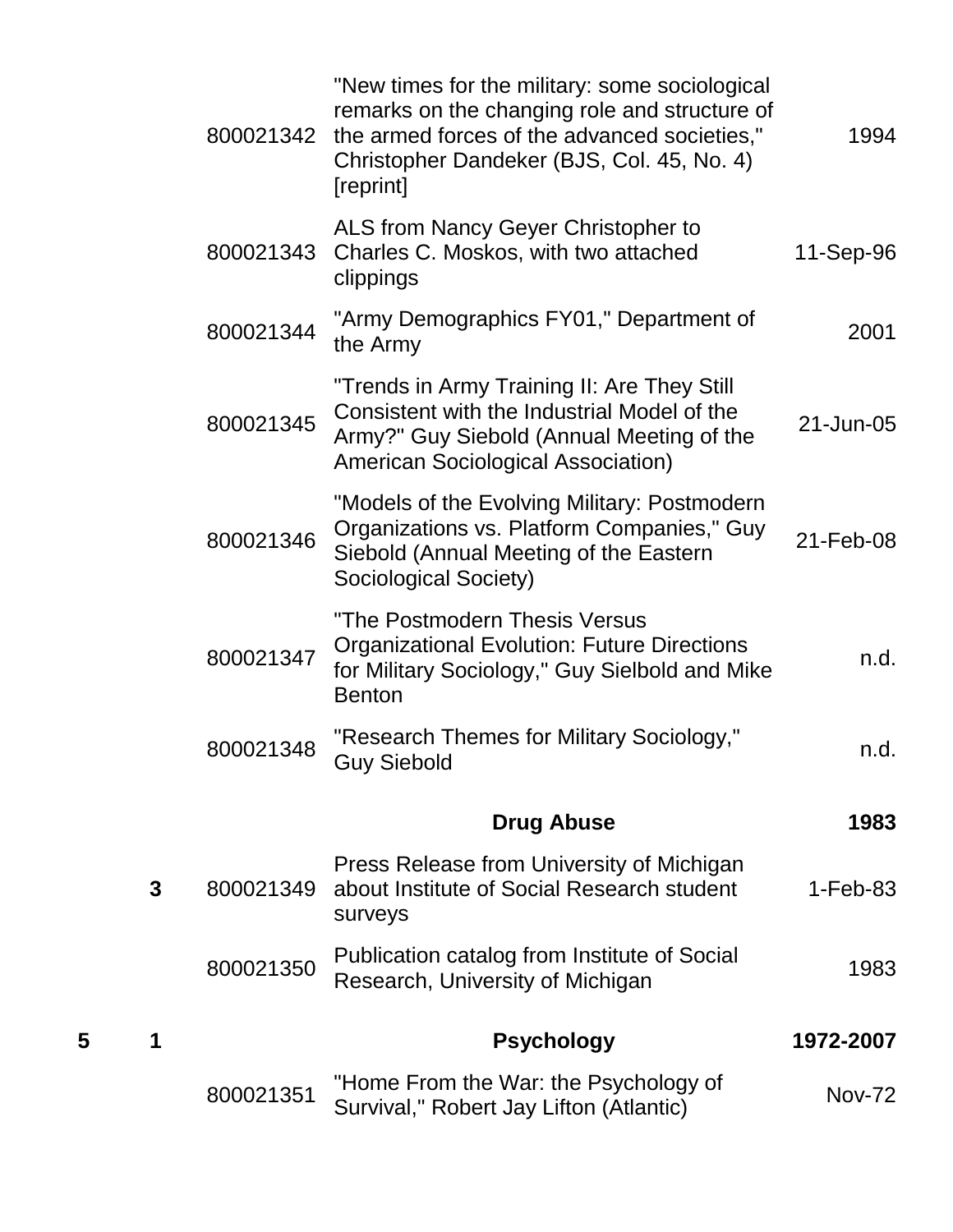| Box | Folder | ID | Description | Date |
|---|---|---|---|---|
| | | 800021342 | "New times for the military: some sociological remarks on the changing role and structure of the armed forces of the advanced societies," Christopher Dandeker (BJS, Col. 45, No. 4) [reprint] | 1994 |
| | | 800021343 | ALS from Nancy Geyer Christopher to Charles C. Moskos, with two attached clippings | 11-Sep-96 |
| | | 800021344 | "Army Demographics FY01," Department of the Army | 2001 |
| | | 800021345 | "Trends in Army Training II: Are They Still Consistent with the Industrial Model of the Army?" Guy Siebold (Annual Meeting of the American Sociological Association) | 21-Jun-05 |
| | | 800021346 | "Models of the Evolving Military: Postmodern Organizations vs. Platform Companies," Guy Siebold (Annual Meeting of the Eastern Sociological Society) | 21-Feb-08 |
| | | 800021347 | "The Postmodern Thesis Versus Organizational Evolution: Future Directions for Military Sociology," Guy Sielbold and Mike Benton | n.d. |
| | | 800021348 | "Research Themes for Military Sociology," Guy Siebold | n.d. |
| | | | **Drug Abuse** | **1983** |
| | **3** | 800021349 | Press Release from University of Michigan about Institute of Social Research student surveys | 1-Feb-83 |
| | | 800021350 | Publication catalog from Institute of Social Research, University of Michigan | 1983 |
| **5** | **1** | | **Psychology** | **1972-2007** |
| | | 800021351 | "Home From the War: the Psychology of Survival," Robert Jay Lifton (Atlantic) | Nov-72 |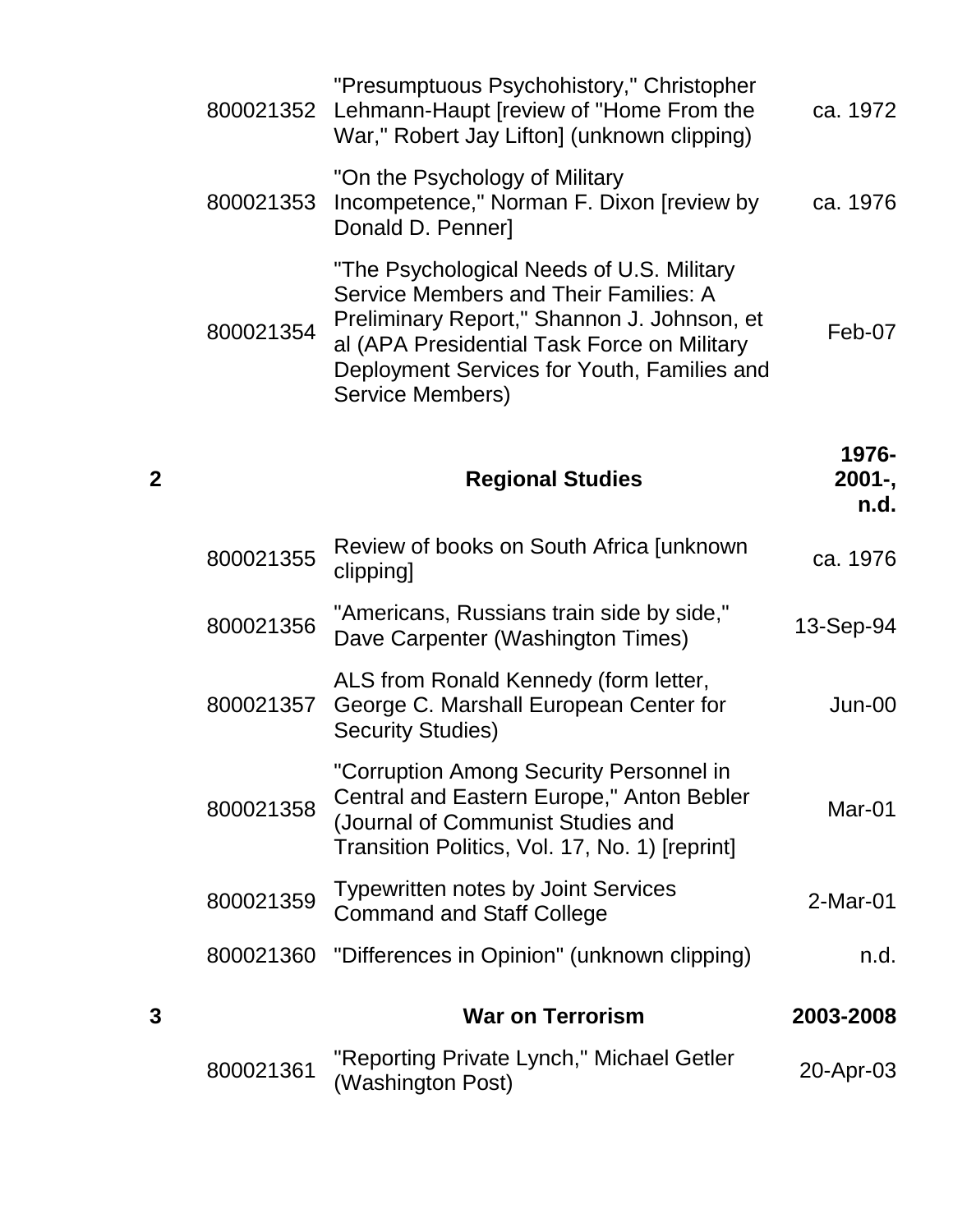| | | | |
|---|---|---|---|
| | 800021352 | "Presumptuous Psychohistory," Christopher Lehmann-Haupt [review of "Home From the War," Robert Jay Lifton] (unknown clipping) | ca. 1972 |
| | 800021353 | "On the Psychology of Military Incompetence," Norman F. Dixon [review by Donald D. Penner] | ca. 1976 |
| | 800021354 | "The Psychological Needs of U.S. Military Service Members and Their Families: A Preliminary Report," Shannon J. Johnson, et al (APA Presidential Task Force on Military Deployment Services for Youth, Families and Service Members) | Feb-07 |
| **2** | | **Regional Studies** | **1976-2001-, n.d.** |
| | 800021355 | Review of books on South Africa [unknown clipping] | ca. 1976 |
| | 800021356 | "Americans, Russians train side by side," Dave Carpenter (Washington Times) | 13-Sep-94 |
| | 800021357 | ALS from Ronald Kennedy (form letter, George C. Marshall European Center for Security Studies) | Jun-00 |
| | 800021358 | "Corruption Among Security Personnel in Central and Eastern Europe," Anton Bebler (Journal of Communist Studies and Transition Politics, Vol. 17, No. 1) [reprint] | Mar-01 |
| | 800021359 | Typewritten notes by Joint Services Command and Staff College | 2-Mar-01 |
| | 800021360 | "Differences in Opinion" (unknown clipping) | n.d. |
| **3** | | **War on Terrorism** | **2003-2008** |
| | 800021361 | "Reporting Private Lynch," Michael Getler (Washington Post) | 20-Apr-03 |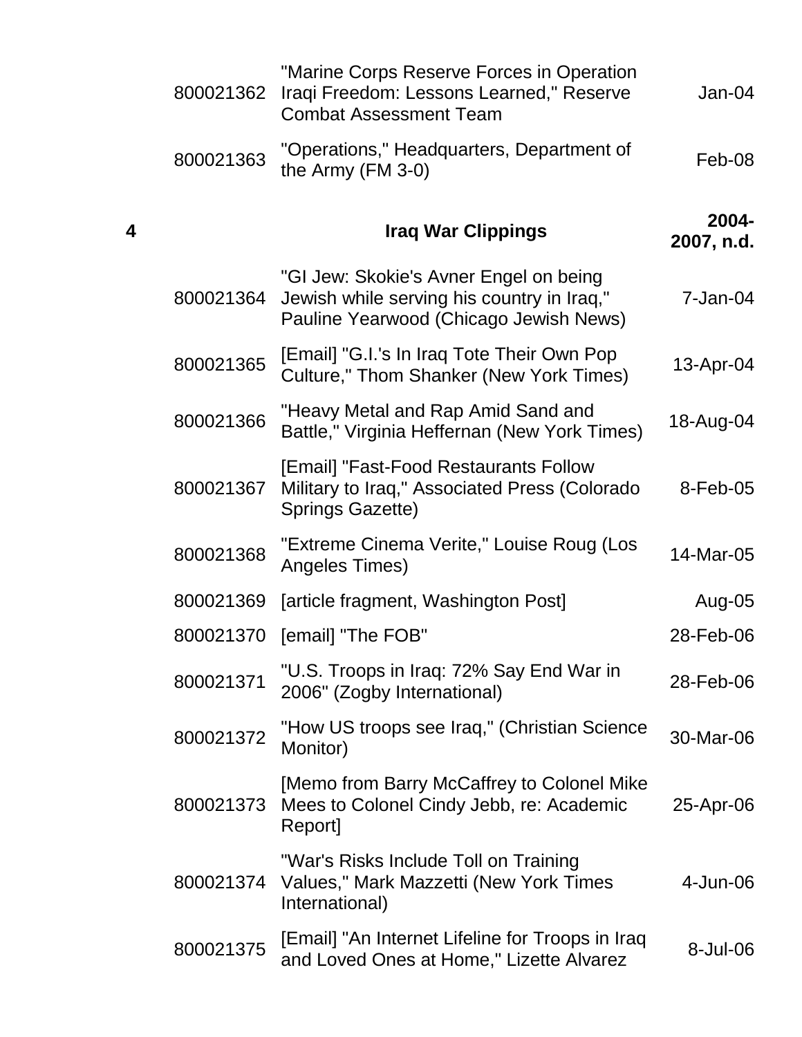| | | | |
|---|---|---|---|
| | 800021362 | "Marine Corps Reserve Forces in Operation Iraqi Freedom: Lessons Learned," Reserve Combat Assessment Team | Jan-04 |
| | 800021363 | "Operations," Headquarters, Department of the Army (FM 3-0) | Feb-08 |
| **4** | | **Iraq War Clippings** | **2004-2007, n.d.** |
| | 800021364 | "GI Jew: Skokie's Avner Engel on being Jewish while serving his country in Iraq," Pauline Yearwood (Chicago Jewish News) | 7-Jan-04 |
| | 800021365 | [Email] "G.I.'s In Iraq Tote Their Own Pop Culture," Thom Shanker (New York Times) | 13-Apr-04 |
| | 800021366 | "Heavy Metal and Rap Amid Sand and Battle," Virginia Heffernan (New York Times) | 18-Aug-04 |
| | 800021367 | [Email] "Fast-Food Restaurants Follow Military to Iraq," Associated Press (Colorado Springs Gazette) | 8-Feb-05 |
| | 800021368 | "Extreme Cinema Verite," Louise Roug (Los Angeles Times) | 14-Mar-05 |
| | 800021369 | [article fragment, Washington Post] | Aug-05 |
| | 800021370 | [email] "The FOB" | 28-Feb-06 |
| | 800021371 | "U.S. Troops in Iraq: 72% Say End War in 2006" (Zogby International) | 28-Feb-06 |
| | 800021372 | "How US troops see Iraq," (Christian Science Monitor) | 30-Mar-06 |
| | 800021373 | [Memo from Barry McCaffrey to Colonel Mike Mees to Colonel Cindy Jebb, re: Academic Report] | 25-Apr-06 |
| | 800021374 | "War's Risks Include Toll on Training Values," Mark Mazzetti (New York Times International) | 4-Jun-06 |
| | 800021375 | [Email] "An Internet Lifeline for Troops in Iraq and Loved Ones at Home," Lizette Alvarez | 8-Jul-06 |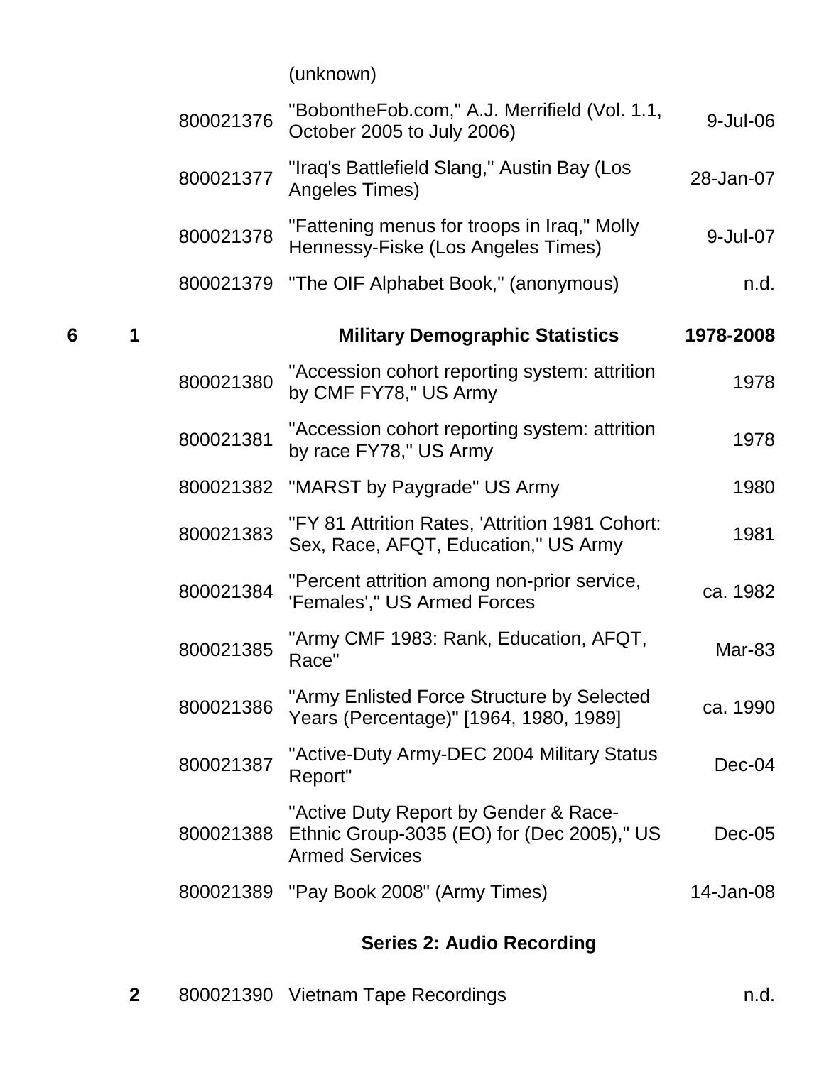| | | | | |
|---|---|---|---|---|
| | | | (unknown) | |
| | | 800021376 | "BobontheFob.com," A.J. Merrifield (Vol. 1.1, October 2005 to July 2006) | 9-Jul-06 |
| | | 800021377 | "Iraq's Battlefield Slang," Austin Bay (Los Angeles Times) | 28-Jan-07 |
| | | 800021378 | "Fattening menus for troops in Iraq," Molly Hennessy-Fiske (Los Angeles Times) | 9-Jul-07 |
| | | 800021379 | "The OIF Alphabet Book," (anonymous) | n.d. |
| **6** | **1** | | **Military Demographic Statistics** | **1978-2008** |
| | | 800021380 | "Accession cohort reporting system: attrition by CMF FY78," US Army | 1978 |
| | | 800021381 | "Accession cohort reporting system: attrition by race FY78," US Army | 1978 |
| | | 800021382 | "MARST by Paygrade" US Army | 1980 |
| | | 800021383 | "FY 81 Attrition Rates, 'Attrition 1981 Cohort: Sex, Race, AFQT, Education," US Army | 1981 |
| | | 800021384 | "Percent attrition among non-prior service, 'Females'," US Armed Forces | ca. 1982 |
| | | 800021385 | "Army CMF 1983: Rank, Education, AFQT, Race" | Mar-83 |
| | | 800021386 | "Army Enlisted Force Structure by Selected Years (Percentage)" [1964, 1980, 1989] | ca. 1990 |
| | | 800021387 | "Active-Duty Army-DEC 2004 Military Status Report" | Dec-04 |
| | | 800021388 | "Active Duty Report by Gender & Race-Ethnic Group-3035 (EO) for (Dec 2005)," US Armed Services | Dec-05 |
| | | 800021389 | "Pay Book 2008" (Army Times) | 14-Jan-08 |

**Series 2: Audio Recording**

| | | | | |
|---|---|---|---|---|
| | **2** | 800021390 | Vietnam Tape Recordings | n.d. |